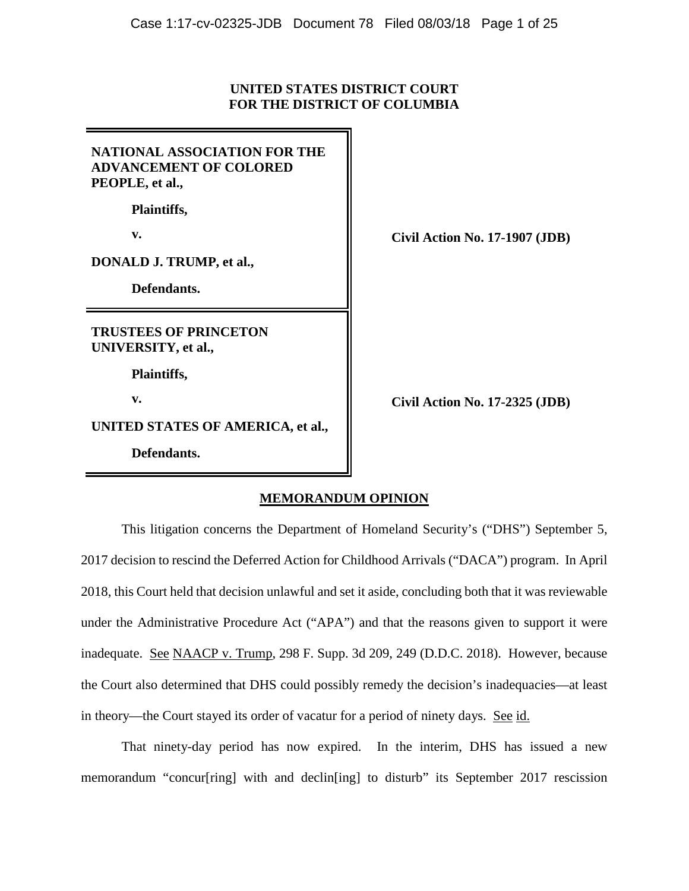**UNITED STATES DISTRICT COURT**
**FOR THE DISTRICT OF COLUMBIA**

| | |
|---|---|
| **NATIONAL ASSOCIATION FOR THE ADVANCEMENT OF COLORED PEOPLE, et al.,**<br><br>**Plaintiffs,**<br><br>**v.**<br><br>**DONALD J. TRUMP, et al.,**<br><br>**Defendants.** | **Civil Action No. 17-1907 (JDB)** |
| **TRUSTEES OF PRINCETON UNIVERSITY, et al.,**<br><br>**Plaintiffs,**<br><br>**v.**<br><br>**UNITED STATES OF AMERICA, et al.,**<br><br>**Defendants.** | **Civil Action No. 17-2325 (JDB)** |

## MEMORANDUM OPINION

This litigation concerns the Department of Homeland Security's ("DHS") September 5, 2017 decision to rescind the Deferred Action for Childhood Arrivals ("DACA") program. In April 2018, this Court held that decision unlawful and set it aside, concluding both that it was reviewable under the Administrative Procedure Act ("APA") and that the reasons given to support it were inadequate. See NAACP v. Trump, 298 F. Supp. 3d 209, 249 (D.D.C. 2018). However, because the Court also determined that DHS could possibly remedy the decision's inadequacies—at least in theory—the Court stayed its order of vacatur for a period of ninety days. See id.

That ninety-day period has now expired. In the interim, DHS has issued a new memorandum "concur[ring] with and declin[ing] to disturb" its September 2017 rescission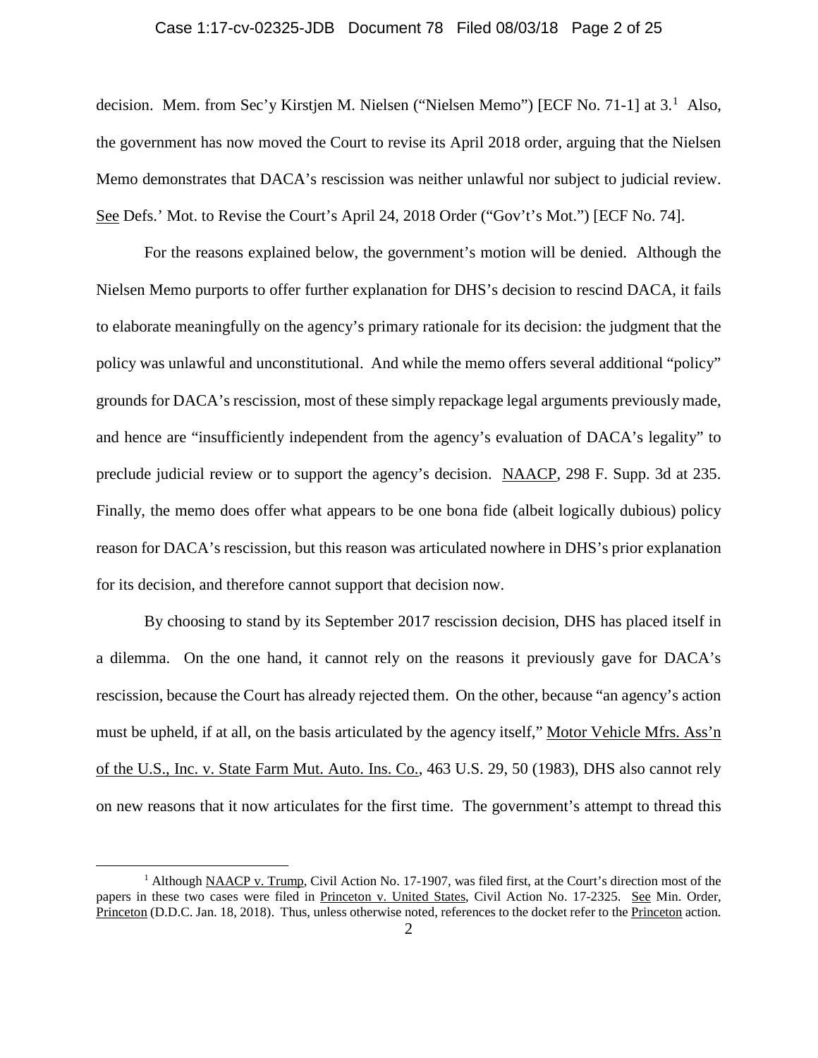decision. Mem. from Sec'y Kirstjen M. Nielsen ("Nielsen Memo") [ECF No. 71-1] at 3.[1] Also, the government has now moved the Court to revise its April 2018 order, arguing that the Nielsen Memo demonstrates that DACA's rescission was neither unlawful nor subject to judicial review. See Defs.' Mot. to Revise the Court's April 24, 2018 Order ("Gov't's Mot.") [ECF No. 74].

For the reasons explained below, the government's motion will be denied. Although the Nielsen Memo purports to offer further explanation for DHS's decision to rescind DACA, it fails to elaborate meaningfully on the agency's primary rationale for its decision: the judgment that the policy was unlawful and unconstitutional. And while the memo offers several additional "policy" grounds for DACA's rescission, most of these simply repackage legal arguments previously made, and hence are "insufficiently independent from the agency's evaluation of DACA's legality" to preclude judicial review or to support the agency's decision. NAACP, 298 F. Supp. 3d at 235. Finally, the memo does offer what appears to be one bona fide (albeit logically dubious) policy reason for DACA's rescission, but this reason was articulated nowhere in DHS's prior explanation for its decision, and therefore cannot support that decision now.

By choosing to stand by its September 2017 rescission decision, DHS has placed itself in a dilemma. On the one hand, it cannot rely on the reasons it previously gave for DACA's rescission, because the Court has already rejected them. On the other, because "an agency's action must be upheld, if at all, on the basis articulated by the agency itself," Motor Vehicle Mfrs. Ass'n of the U.S., Inc. v. State Farm Mut. Auto. Ins. Co., 463 U.S. 29, 50 (1983), DHS also cannot rely on new reasons that it now articulates for the first time. The government's attempt to thread this

[1] Although NAACP v. Trump, Civil Action No. 17-1907, was filed first, at the Court's direction most of the papers in these two cases were filed in Princeton v. United States, Civil Action No. 17-2325. See Min. Order, Princeton (D.D.C. Jan. 18, 2018). Thus, unless otherwise noted, references to the docket refer to the Princeton action.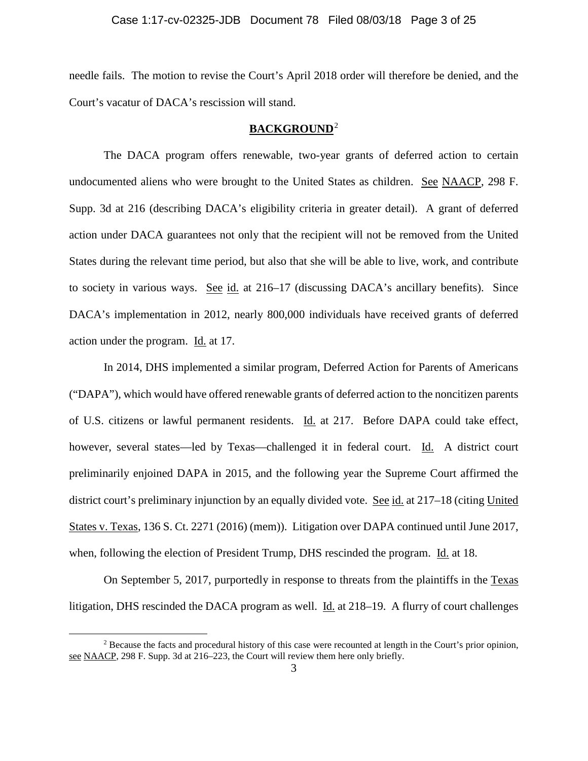needle fails. The motion to revise the Court's April 2018 order will therefore be denied, and the Court's vacatur of DACA's rescission will stand.

## BACKGROUND[2]

The DACA program offers renewable, two-year grants of deferred action to certain undocumented aliens who were brought to the United States as children. See NAACP, 298 F. Supp. 3d at 216 (describing DACA's eligibility criteria in greater detail). A grant of deferred action under DACA guarantees not only that the recipient will not be removed from the United States during the relevant time period, but also that she will be able to live, work, and contribute to society in various ways. See id. at 216–17 (discussing DACA's ancillary benefits). Since DACA's implementation in 2012, nearly 800,000 individuals have received grants of deferred action under the program. Id. at 17.

In 2014, DHS implemented a similar program, Deferred Action for Parents of Americans ("DAPA"), which would have offered renewable grants of deferred action to the noncitizen parents of U.S. citizens or lawful permanent residents. Id. at 217. Before DAPA could take effect, however, several states—led by Texas—challenged it in federal court. Id. A district court preliminarily enjoined DAPA in 2015, and the following year the Supreme Court affirmed the district court's preliminary injunction by an equally divided vote. See id. at 217–18 (citing United States v. Texas, 136 S. Ct. 2271 (2016) (mem)). Litigation over DAPA continued until June 2017, when, following the election of President Trump, DHS rescinded the program. Id. at 18.

On September 5, 2017, purportedly in response to threats from the plaintiffs in the Texas litigation, DHS rescinded the DACA program as well. Id. at 218–19. A flurry of court challenges

---

[2] Because the facts and procedural history of this case were recounted at length in the Court's prior opinion, see NAACP, 298 F. Supp. 3d at 216–223, the Court will review them here only briefly.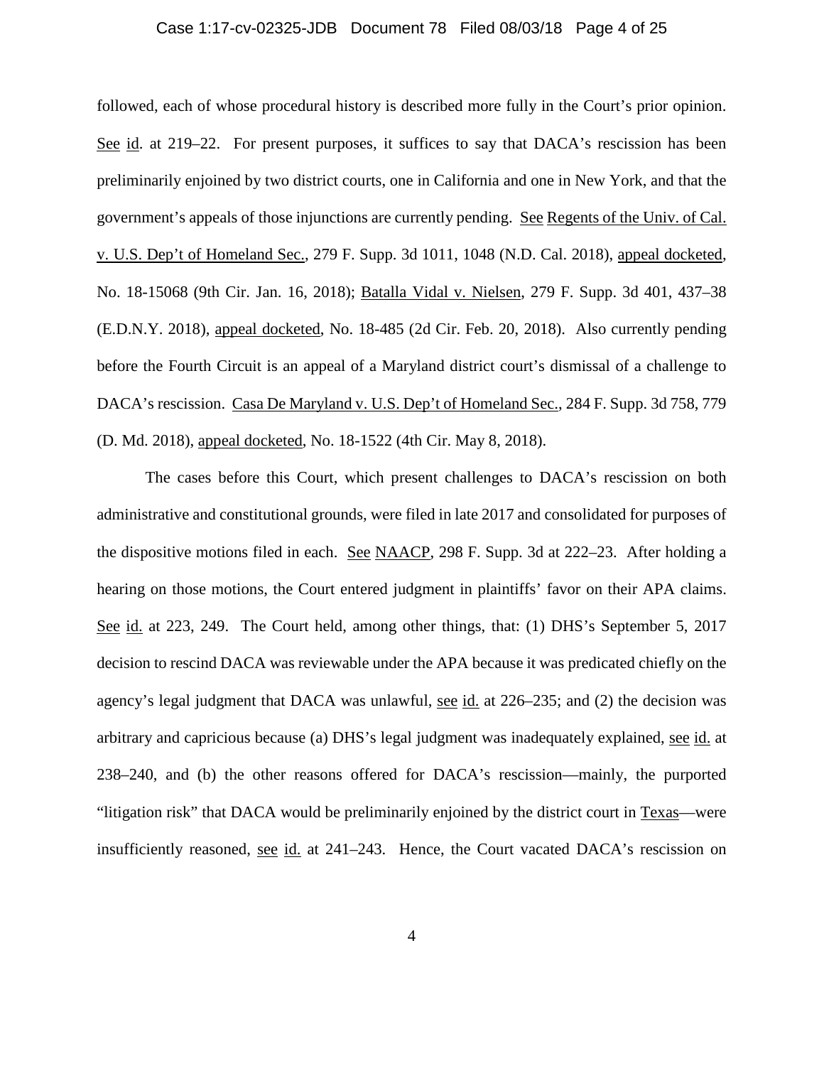followed, each of whose procedural history is described more fully in the Court's prior opinion. See id. at 219–22. For present purposes, it suffices to say that DACA's rescission has been preliminarily enjoined by two district courts, one in California and one in New York, and that the government's appeals of those injunctions are currently pending. See Regents of the Univ. of Cal. v. U.S. Dep't of Homeland Sec., 279 F. Supp. 3d 1011, 1048 (N.D. Cal. 2018), appeal docketed, No. 18-15068 (9th Cir. Jan. 16, 2018); Batalla Vidal v. Nielsen, 279 F. Supp. 3d 401, 437–38 (E.D.N.Y. 2018), appeal docketed, No. 18-485 (2d Cir. Feb. 20, 2018). Also currently pending before the Fourth Circuit is an appeal of a Maryland district court's dismissal of a challenge to DACA's rescission. Casa De Maryland v. U.S. Dep't of Homeland Sec., 284 F. Supp. 3d 758, 779 (D. Md. 2018), appeal docketed, No. 18-1522 (4th Cir. May 8, 2018).

The cases before this Court, which present challenges to DACA's rescission on both administrative and constitutional grounds, were filed in late 2017 and consolidated for purposes of the dispositive motions filed in each. See NAACP, 298 F. Supp. 3d at 222–23. After holding a hearing on those motions, the Court entered judgment in plaintiffs' favor on their APA claims. See id. at 223, 249. The Court held, among other things, that: (1) DHS's September 5, 2017 decision to rescind DACA was reviewable under the APA because it was predicated chiefly on the agency's legal judgment that DACA was unlawful, see id. at 226–235; and (2) the decision was arbitrary and capricious because (a) DHS's legal judgment was inadequately explained, see id. at 238–240, and (b) the other reasons offered for DACA's rescission—mainly, the purported "litigation risk" that DACA would be preliminarily enjoined by the district court in Texas—were insufficiently reasoned, see id. at 241–243. Hence, the Court vacated DACA's rescission on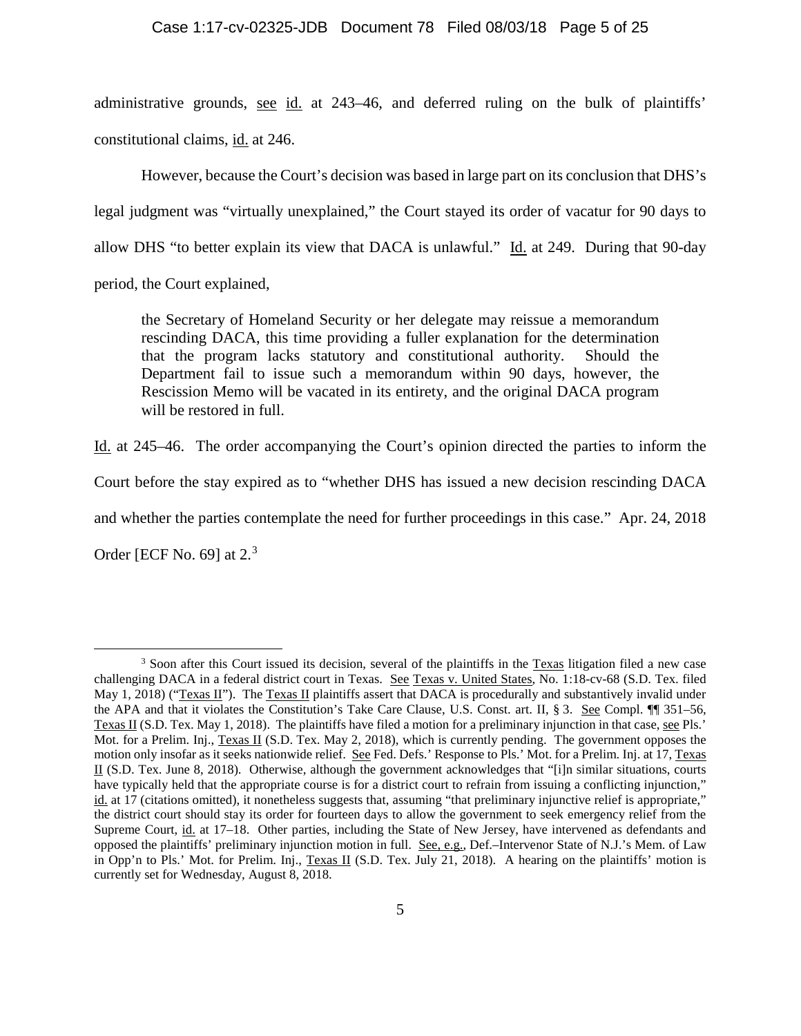administrative grounds, see id. at 243–46, and deferred ruling on the bulk of plaintiffs' constitutional claims, id. at 246.

However, because the Court's decision was based in large part on its conclusion that DHS's legal judgment was "virtually unexplained," the Court stayed its order of vacatur for 90 days to allow DHS "to better explain its view that DACA is unlawful." Id. at 249. During that 90-day period, the Court explained,

> the Secretary of Homeland Security or her delegate may reissue a memorandum rescinding DACA, this time providing a fuller explanation for the determination that the program lacks statutory and constitutional authority. Should the Department fail to issue such a memorandum within 90 days, however, the Rescission Memo will be vacated in its entirety, and the original DACA program will be restored in full.

Id. at 245–46. The order accompanying the Court's opinion directed the parties to inform the Court before the stay expired as to "whether DHS has issued a new decision rescinding DACA and whether the parties contemplate the need for further proceedings in this case." Apr. 24, 2018 Order [ECF No. 69] at 2.[3]

---

[3] Soon after this Court issued its decision, several of the plaintiffs in the Texas litigation filed a new case challenging DACA in a federal district court in Texas. See Texas v. United States, No. 1:18-cv-68 (S.D. Tex. filed May 1, 2018) ("Texas II"). The Texas II plaintiffs assert that DACA is procedurally and substantively invalid under the APA and that it violates the Constitution's Take Care Clause, U.S. Const. art. II, § 3. See Compl. ¶¶ 351–56, Texas II (S.D. Tex. May 1, 2018). The plaintiffs have filed a motion for a preliminary injunction in that case, see Pls.' Mot. for a Prelim. Inj., Texas II (S.D. Tex. May 2, 2018), which is currently pending. The government opposes the motion only insofar as it seeks nationwide relief. See Fed. Defs.' Response to Pls.' Mot. for a Prelim. Inj. at 17, Texas II (S.D. Tex. June 8, 2018). Otherwise, although the government acknowledges that "[i]n similar situations, courts have typically held that the appropriate course is for a district court to refrain from issuing a conflicting injunction," id. at 17 (citations omitted), it nonetheless suggests that, assuming "that preliminary injunctive relief is appropriate," the district court should stay its order for fourteen days to allow the government to seek emergency relief from the Supreme Court, id. at 17–18. Other parties, including the State of New Jersey, have intervened as defendants and opposed the plaintiffs' preliminary injunction motion in full. See, e.g., Def.–Intervenor State of N.J.'s Mem. of Law in Opp'n to Pls.' Mot. for Prelim. Inj., Texas II (S.D. Tex. July 21, 2018). A hearing on the plaintiffs' motion is currently set for Wednesday, August 8, 2018.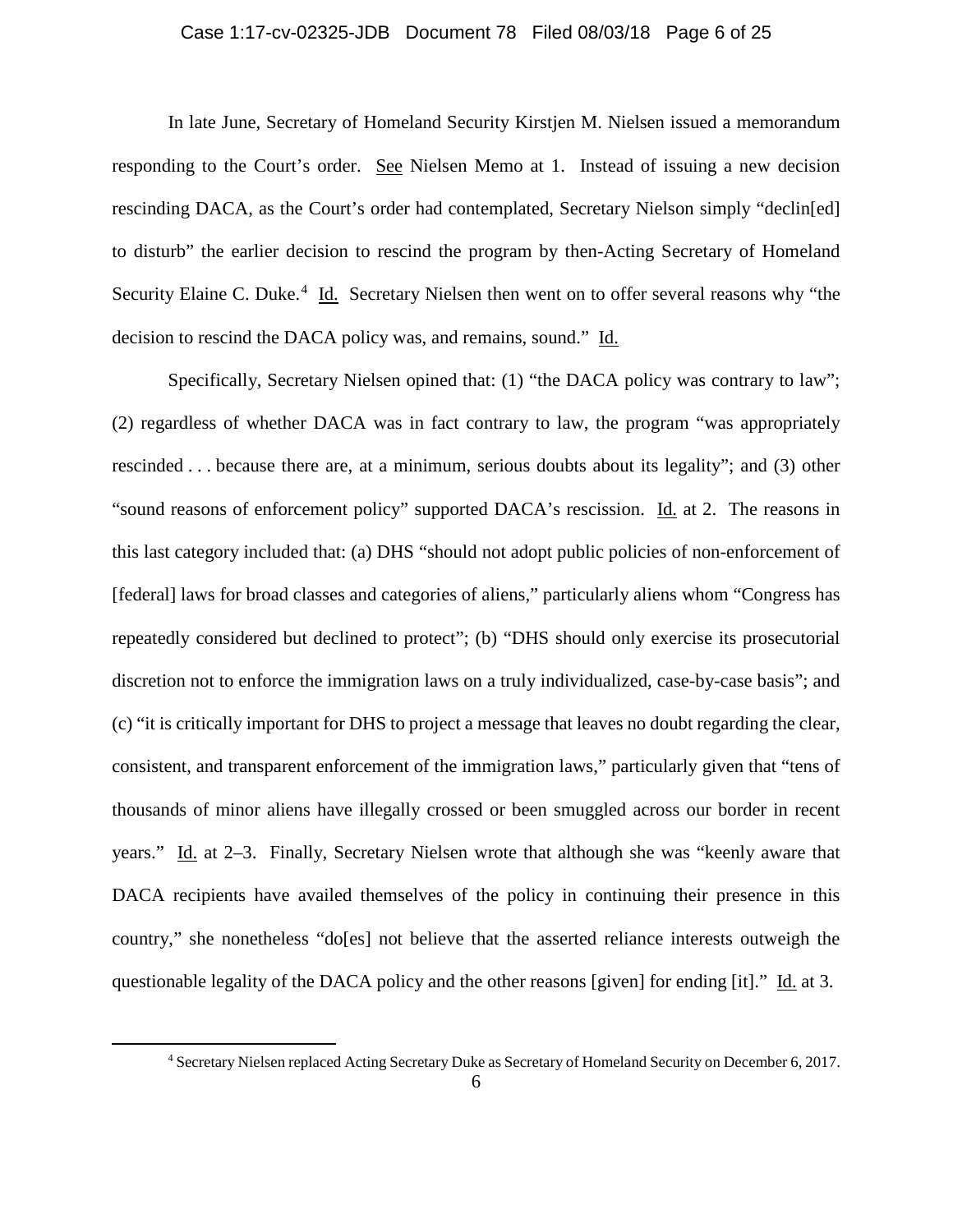In late June, Secretary of Homeland Security Kirstjen M. Nielsen issued a memorandum responding to the Court's order. See Nielsen Memo at 1. Instead of issuing a new decision rescinding DACA, as the Court's order had contemplated, Secretary Nielson simply "declin[ed] to disturb" the earlier decision to rescind the program by then-Acting Secretary of Homeland Security Elaine C. Duke.[4] Id. Secretary Nielsen then went on to offer several reasons why "the decision to rescind the DACA policy was, and remains, sound." Id.

Specifically, Secretary Nielsen opined that: (1) "the DACA policy was contrary to law"; (2) regardless of whether DACA was in fact contrary to law, the program "was appropriately rescinded . . . because there are, at a minimum, serious doubts about its legality"; and (3) other "sound reasons of enforcement policy" supported DACA's rescission. Id. at 2. The reasons in this last category included that: (a) DHS "should not adopt public policies of non-enforcement of [federal] laws for broad classes and categories of aliens," particularly aliens whom "Congress has repeatedly considered but declined to protect"; (b) "DHS should only exercise its prosecutorial discretion not to enforce the immigration laws on a truly individualized, case-by-case basis"; and (c) "it is critically important for DHS to project a message that leaves no doubt regarding the clear, consistent, and transparent enforcement of the immigration laws," particularly given that "tens of thousands of minor aliens have illegally crossed or been smuggled across our border in recent years." Id. at 2–3. Finally, Secretary Nielsen wrote that although she was "keenly aware that DACA recipients have availed themselves of the policy in continuing their presence in this country," she nonetheless "do[es] not believe that the asserted reliance interests outweigh the questionable legality of the DACA policy and the other reasons [given] for ending [it]." Id. at 3.

[4] Secretary Nielsen replaced Acting Secretary Duke as Secretary of Homeland Security on December 6, 2017.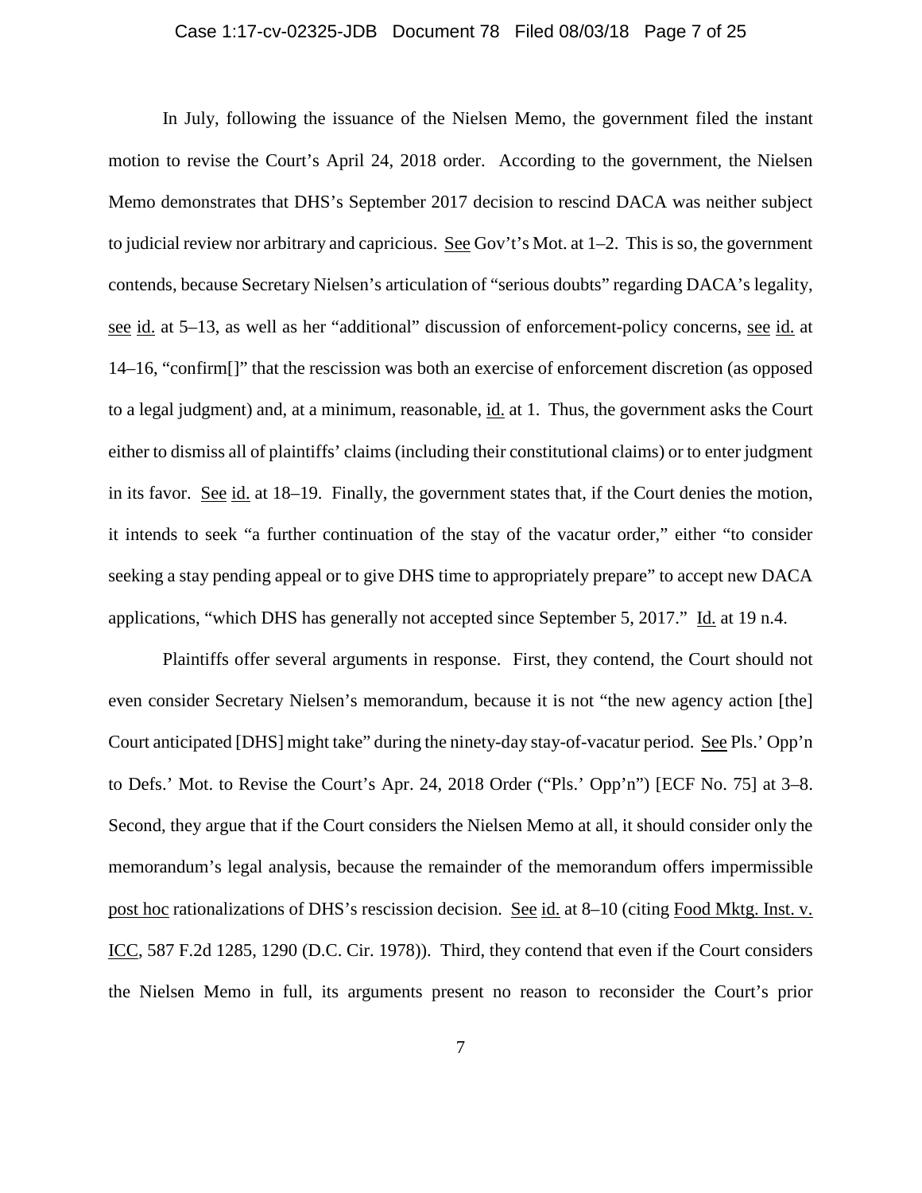In July, following the issuance of the Nielsen Memo, the government filed the instant motion to revise the Court's April 24, 2018 order. According to the government, the Nielsen Memo demonstrates that DHS's September 2017 decision to rescind DACA was neither subject to judicial review nor arbitrary and capricious. See Gov't's Mot. at 1–2. This is so, the government contends, because Secretary Nielsen's articulation of "serious doubts" regarding DACA's legality, see id. at 5–13, as well as her "additional" discussion of enforcement-policy concerns, see id. at 14–16, "confirm[]" that the rescission was both an exercise of enforcement discretion (as opposed to a legal judgment) and, at a minimum, reasonable, id. at 1. Thus, the government asks the Court either to dismiss all of plaintiffs' claims (including their constitutional claims) or to enter judgment in its favor. See id. at 18–19. Finally, the government states that, if the Court denies the motion, it intends to seek "a further continuation of the stay of the vacatur order," either "to consider seeking a stay pending appeal or to give DHS time to appropriately prepare" to accept new DACA applications, "which DHS has generally not accepted since September 5, 2017." Id. at 19 n.4.

Plaintiffs offer several arguments in response. First, they contend, the Court should not even consider Secretary Nielsen's memorandum, because it is not "the new agency action [the] Court anticipated [DHS] might take" during the ninety-day stay-of-vacatur period. See Pls.' Opp'n to Defs.' Mot. to Revise the Court's Apr. 24, 2018 Order ("Pls.' Opp'n") [ECF No. 75] at 3–8. Second, they argue that if the Court considers the Nielsen Memo at all, it should consider only the memorandum's legal analysis, because the remainder of the memorandum offers impermissible post hoc rationalizations of DHS's rescission decision. See id. at 8–10 (citing Food Mktg. Inst. v. ICC, 587 F.2d 1285, 1290 (D.C. Cir. 1978)). Third, they contend that even if the Court considers the Nielsen Memo in full, its arguments present no reason to reconsider the Court's prior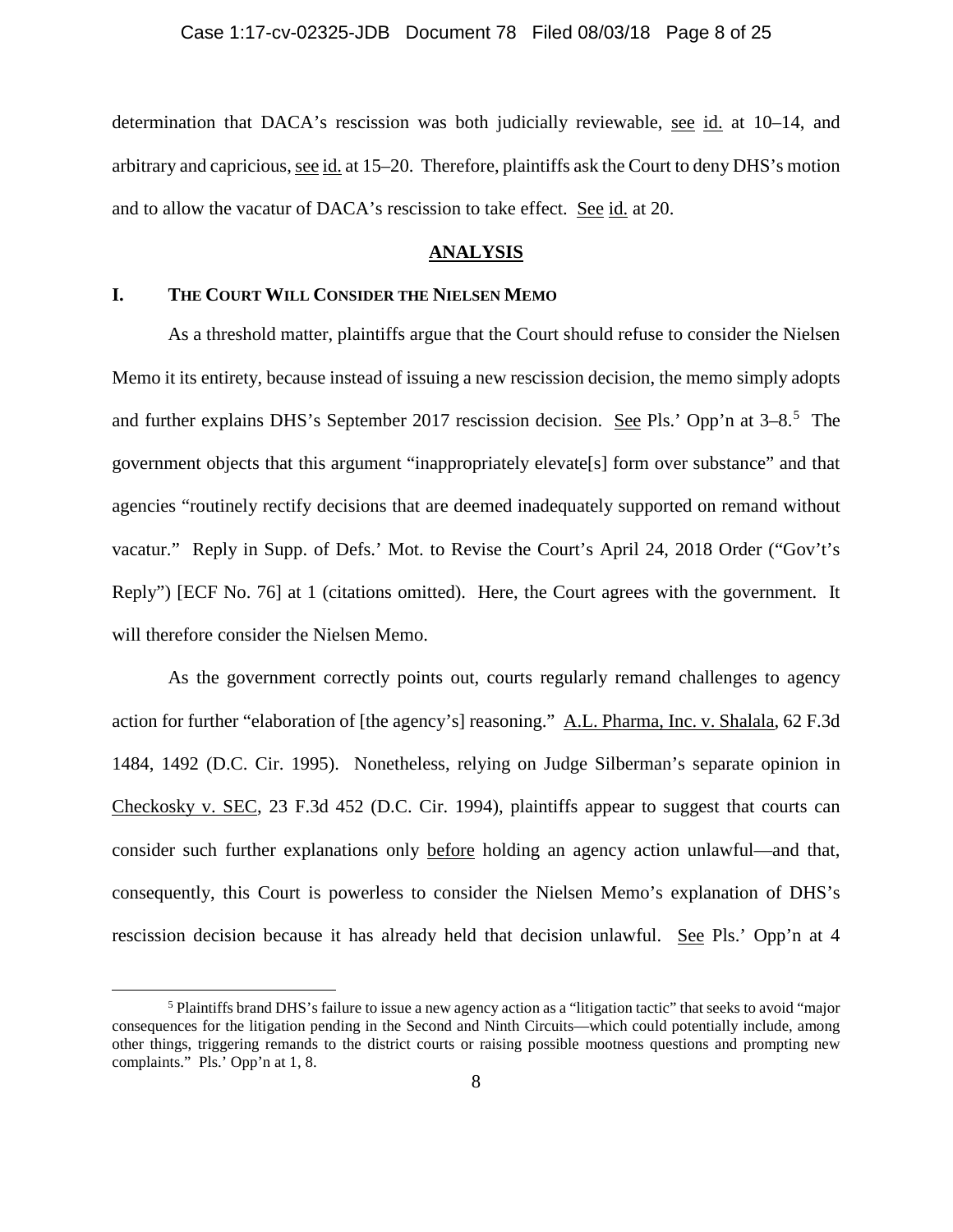determination that DACA's rescission was both judicially reviewable, see id. at 10–14, and arbitrary and capricious, see id. at 15–20. Therefore, plaintiffs ask the Court to deny DHS's motion and to allow the vacatur of DACA's rescission to take effect. See id. at 20.

## ANALYSIS

### I. THE COURT WILL CONSIDER THE NIELSEN MEMO

As a threshold matter, plaintiffs argue that the Court should refuse to consider the Nielsen Memo it its entirety, because instead of issuing a new rescission decision, the memo simply adopts and further explains DHS's September 2017 rescission decision. See Pls.' Opp'n at 3–8.[5] The government objects that this argument "inappropriately elevate[s] form over substance" and that agencies "routinely rectify decisions that are deemed inadequately supported on remand without vacatur." Reply in Supp. of Defs.' Mot. to Revise the Court's April 24, 2018 Order ("Gov't's Reply") [ECF No. 76] at 1 (citations omitted). Here, the Court agrees with the government. It will therefore consider the Nielsen Memo.

As the government correctly points out, courts regularly remand challenges to agency action for further "elaboration of [the agency's] reasoning." A.L. Pharma, Inc. v. Shalala, 62 F.3d 1484, 1492 (D.C. Cir. 1995). Nonetheless, relying on Judge Silberman's separate opinion in Checkosky v. SEC, 23 F.3d 452 (D.C. Cir. 1994), plaintiffs appear to suggest that courts can consider such further explanations only before holding an agency action unlawful—and that, consequently, this Court is powerless to consider the Nielsen Memo's explanation of DHS's rescission decision because it has already held that decision unlawful. See Pls.' Opp'n at 4

[5] Plaintiffs brand DHS's failure to issue a new agency action as a "litigation tactic" that seeks to avoid "major consequences for the litigation pending in the Second and Ninth Circuits—which could potentially include, among other things, triggering remands to the district courts or raising possible mootness questions and prompting new complaints." Pls.' Opp'n at 1, 8.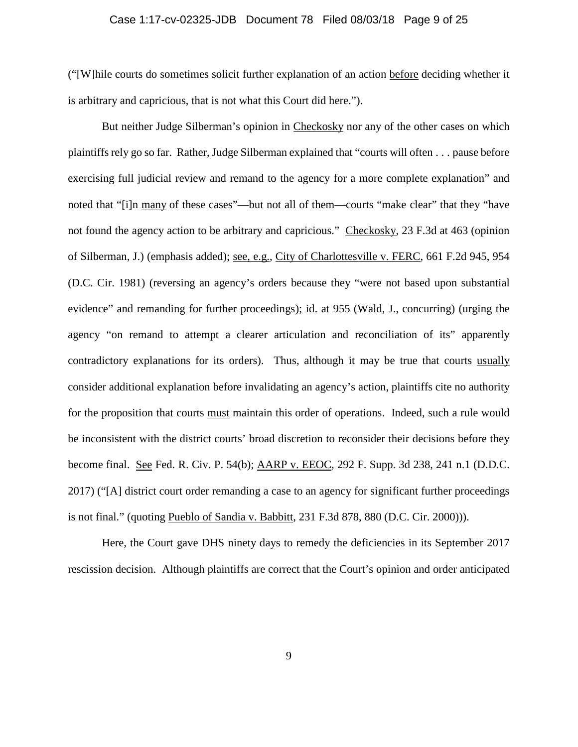("[W]hile courts do sometimes solicit further explanation of an action before deciding whether it is arbitrary and capricious, that is not what this Court did here.").

But neither Judge Silberman's opinion in Checkosky nor any of the other cases on which plaintiffs rely go so far. Rather, Judge Silberman explained that "courts will often . . . pause before exercising full judicial review and remand to the agency for a more complete explanation" and noted that "[i]n many of these cases"—but not all of them—courts "make clear" that they "have not found the agency action to be arbitrary and capricious." Checkosky, 23 F.3d at 463 (opinion of Silberman, J.) (emphasis added); see, e.g., City of Charlottesville v. FERC, 661 F.2d 945, 954 (D.C. Cir. 1981) (reversing an agency's orders because they "were not based upon substantial evidence" and remanding for further proceedings); id. at 955 (Wald, J., concurring) (urging the agency "on remand to attempt a clearer articulation and reconciliation of its" apparently contradictory explanations for its orders). Thus, although it may be true that courts usually consider additional explanation before invalidating an agency's action, plaintiffs cite no authority for the proposition that courts must maintain this order of operations. Indeed, such a rule would be inconsistent with the district courts' broad discretion to reconsider their decisions before they become final. See Fed. R. Civ. P. 54(b); AARP v. EEOC, 292 F. Supp. 3d 238, 241 n.1 (D.D.C. 2017) ("[A] district court order remanding a case to an agency for significant further proceedings is not final." (quoting Pueblo of Sandia v. Babbitt, 231 F.3d 878, 880 (D.C. Cir. 2000))).

Here, the Court gave DHS ninety days to remedy the deficiencies in its September 2017 rescission decision. Although plaintiffs are correct that the Court's opinion and order anticipated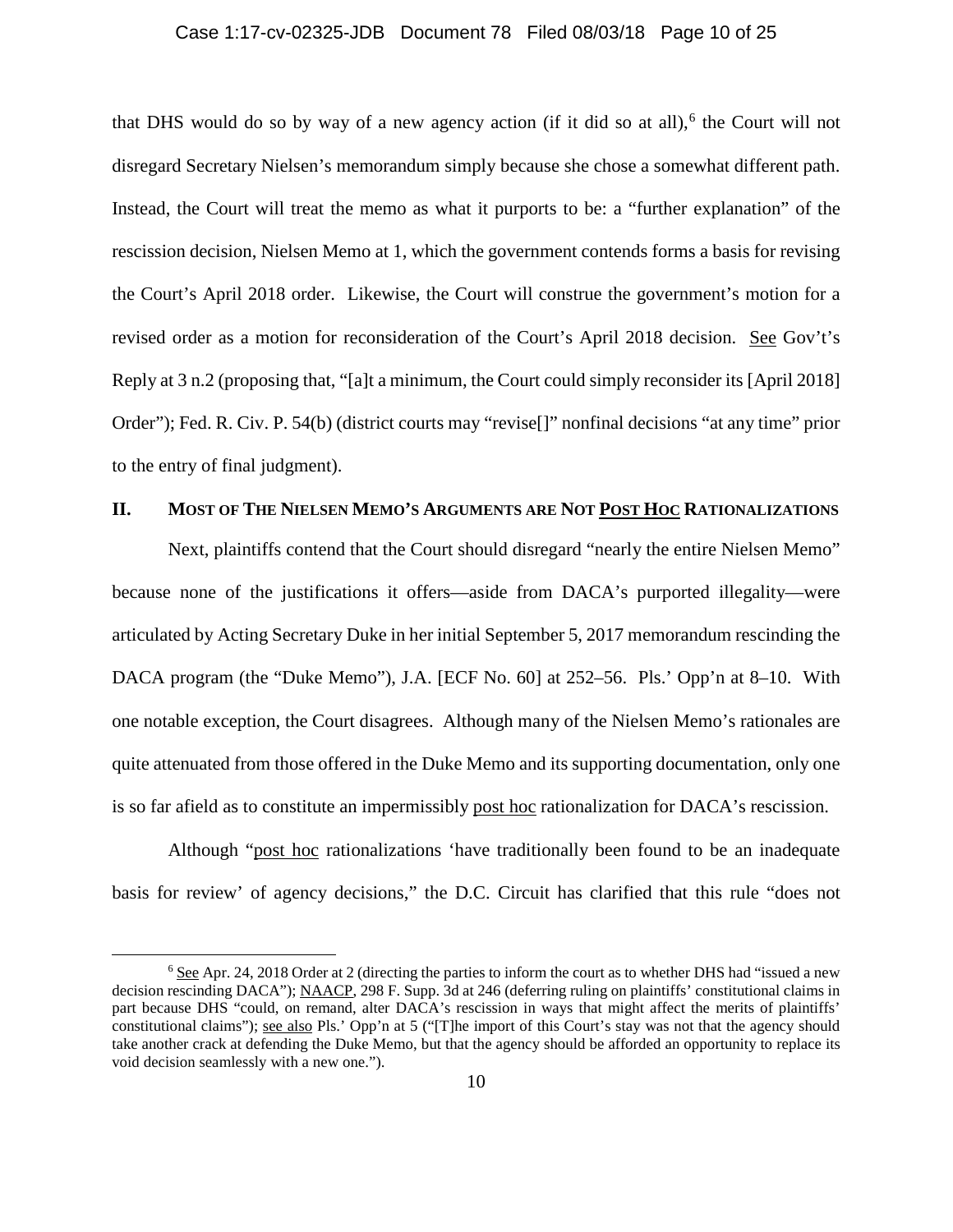that DHS would do so by way of a new agency action (if it did so at all),[6] the Court will not disregard Secretary Nielsen's memorandum simply because she chose a somewhat different path. Instead, the Court will treat the memo as what it purports to be: a "further explanation" of the rescission decision, Nielsen Memo at 1, which the government contends forms a basis for revising the Court's April 2018 order. Likewise, the Court will construe the government's motion for a revised order as a motion for reconsideration of the Court's April 2018 decision. See Gov't's Reply at 3 n.2 (proposing that, "[a]t a minimum, the Court could simply reconsider its [April 2018] Order"); Fed. R. Civ. P. 54(b) (district courts may "revise[]" nonfinal decisions "at any time" prior to the entry of final judgment).

## II. MOST OF THE NIELSEN MEMO'S ARGUMENTS ARE NOT POST HOC RATIONALIZATIONS

Next, plaintiffs contend that the Court should disregard "nearly the entire Nielsen Memo" because none of the justifications it offers—aside from DACA's purported illegality—were articulated by Acting Secretary Duke in her initial September 5, 2017 memorandum rescinding the DACA program (the "Duke Memo"), J.A. [ECF No. 60] at 252–56. Pls.' Opp'n at 8–10. With one notable exception, the Court disagrees. Although many of the Nielsen Memo's rationales are quite attenuated from those offered in the Duke Memo and its supporting documentation, only one is so far afield as to constitute an impermissibly post hoc rationalization for DACA's rescission.

Although "post hoc rationalizations 'have traditionally been found to be an inadequate basis for review' of agency decisions," the D.C. Circuit has clarified that this rule "does not

---

[6] See Apr. 24, 2018 Order at 2 (directing the parties to inform the court as to whether DHS had "issued a new decision rescinding DACA"); NAACP, 298 F. Supp. 3d at 246 (deferring ruling on plaintiffs' constitutional claims in part because DHS "could, on remand, alter DACA's rescission in ways that might affect the merits of plaintiffs' constitutional claims"); see also Pls.' Opp'n at 5 ("[T]he import of this Court's stay was not that the agency should take another crack at defending the Duke Memo, but that the agency should be afforded an opportunity to replace its void decision seamlessly with a new one.").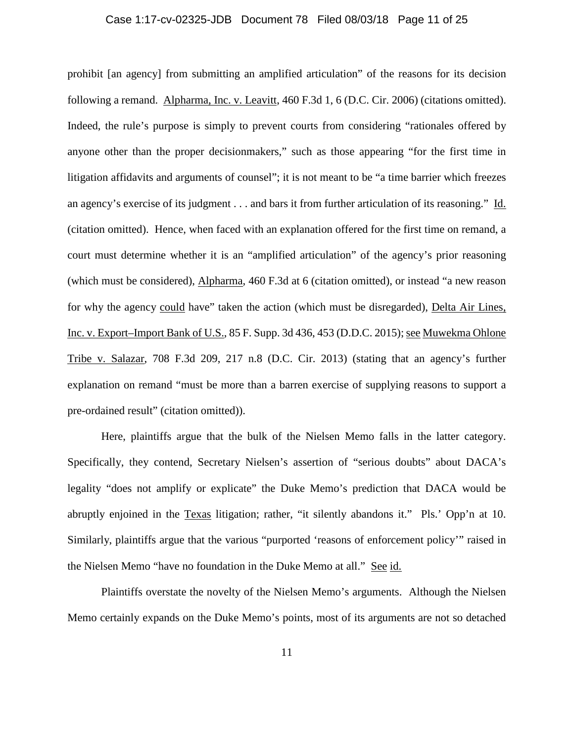prohibit [an agency] from submitting an amplified articulation" of the reasons for its decision following a remand. Alpharma, Inc. v. Leavitt, 460 F.3d 1, 6 (D.C. Cir. 2006) (citations omitted). Indeed, the rule's purpose is simply to prevent courts from considering "rationales offered by anyone other than the proper decisionmakers," such as those appearing "for the first time in litigation affidavits and arguments of counsel"; it is not meant to be "a time barrier which freezes an agency's exercise of its judgment . . . and bars it from further articulation of its reasoning." Id. (citation omitted). Hence, when faced with an explanation offered for the first time on remand, a court must determine whether it is an "amplified articulation" of the agency's prior reasoning (which must be considered), Alpharma, 460 F.3d at 6 (citation omitted), or instead "a new reason for why the agency could have" taken the action (which must be disregarded), Delta Air Lines, Inc. v. Export–Import Bank of U.S., 85 F. Supp. 3d 436, 453 (D.D.C. 2015); see Muwekma Ohlone Tribe v. Salazar, 708 F.3d 209, 217 n.8 (D.C. Cir. 2013) (stating that an agency's further explanation on remand "must be more than a barren exercise of supplying reasons to support a pre-ordained result" (citation omitted)).

Here, plaintiffs argue that the bulk of the Nielsen Memo falls in the latter category. Specifically, they contend, Secretary Nielsen's assertion of "serious doubts" about DACA's legality "does not amplify or explicate" the Duke Memo's prediction that DACA would be abruptly enjoined in the Texas litigation; rather, "it silently abandons it." Pls.' Opp'n at 10. Similarly, plaintiffs argue that the various "purported 'reasons of enforcement policy'" raised in the Nielsen Memo "have no foundation in the Duke Memo at all." See id.

Plaintiffs overstate the novelty of the Nielsen Memo's arguments. Although the Nielsen Memo certainly expands on the Duke Memo's points, most of its arguments are not so detached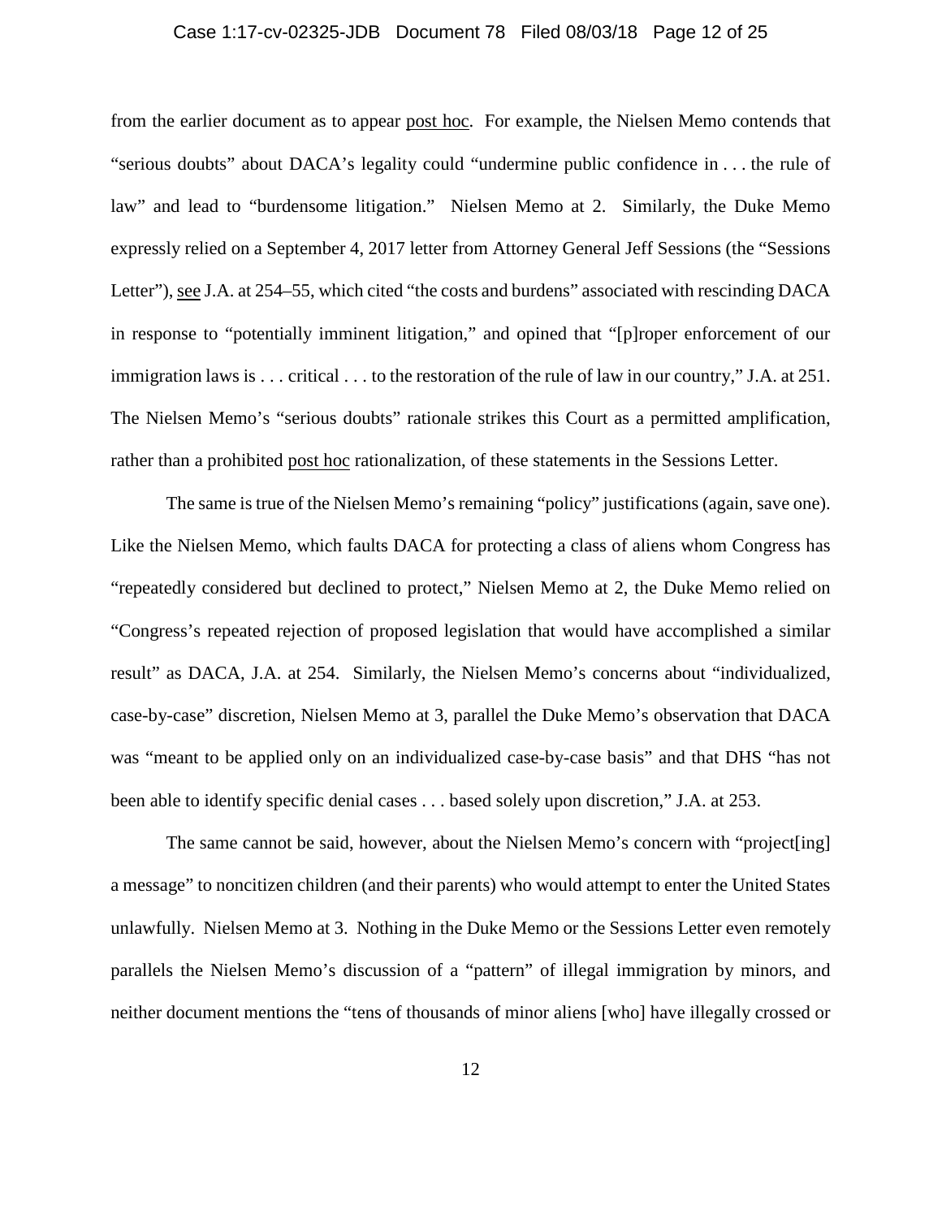from the earlier document as to appear post hoc. For example, the Nielsen Memo contends that "serious doubts" about DACA's legality could "undermine public confidence in . . . the rule of law" and lead to "burdensome litigation." Nielsen Memo at 2. Similarly, the Duke Memo expressly relied on a September 4, 2017 letter from Attorney General Jeff Sessions (the "Sessions Letter"), see J.A. at 254–55, which cited "the costs and burdens" associated with rescinding DACA in response to "potentially imminent litigation," and opined that "[p]roper enforcement of our immigration laws is . . . critical . . . to the restoration of the rule of law in our country," J.A. at 251. The Nielsen Memo's "serious doubts" rationale strikes this Court as a permitted amplification, rather than a prohibited post hoc rationalization, of these statements in the Sessions Letter.

The same is true of the Nielsen Memo's remaining "policy" justifications (again, save one). Like the Nielsen Memo, which faults DACA for protecting a class of aliens whom Congress has "repeatedly considered but declined to protect," Nielsen Memo at 2, the Duke Memo relied on "Congress's repeated rejection of proposed legislation that would have accomplished a similar result" as DACA, J.A. at 254. Similarly, the Nielsen Memo's concerns about "individualized, case-by-case" discretion, Nielsen Memo at 3, parallel the Duke Memo's observation that DACA was "meant to be applied only on an individualized case-by-case basis" and that DHS "has not been able to identify specific denial cases . . . based solely upon discretion," J.A. at 253.

The same cannot be said, however, about the Nielsen Memo's concern with "project[ing] a message" to noncitizen children (and their parents) who would attempt to enter the United States unlawfully. Nielsen Memo at 3. Nothing in the Duke Memo or the Sessions Letter even remotely parallels the Nielsen Memo's discussion of a "pattern" of illegal immigration by minors, and neither document mentions the "tens of thousands of minor aliens [who] have illegally crossed or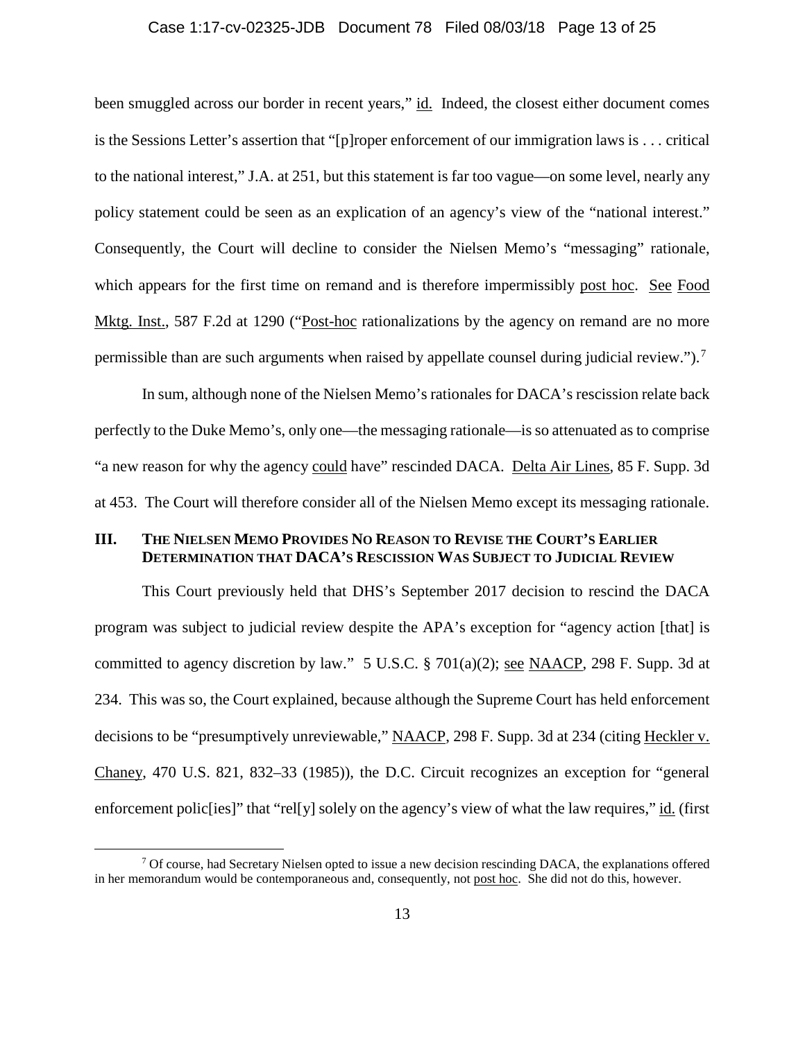been smuggled across our border in recent years," id. Indeed, the closest either document comes is the Sessions Letter's assertion that "[p]roper enforcement of our immigration laws is . . . critical to the national interest," J.A. at 251, but this statement is far too vague—on some level, nearly any policy statement could be seen as an explication of an agency's view of the "national interest." Consequently, the Court will decline to consider the Nielsen Memo's "messaging" rationale, which appears for the first time on remand and is therefore impermissibly post hoc. See Food Mktg. Inst., 587 F.2d at 1290 ("Post-hoc rationalizations by the agency on remand are no more permissible than are such arguments when raised by appellate counsel during judicial review.").[7]

In sum, although none of the Nielsen Memo's rationales for DACA's rescission relate back perfectly to the Duke Memo's, only one—the messaging rationale—is so attenuated as to comprise "a new reason for why the agency could have" rescinded DACA. Delta Air Lines, 85 F. Supp. 3d at 453. The Court will therefore consider all of the Nielsen Memo except its messaging rationale.

## III. THE NIELSEN MEMO PROVIDES NO REASON TO REVISE THE COURT'S EARLIER DETERMINATION THAT DACA'S RESCISSION WAS SUBJECT TO JUDICIAL REVIEW

This Court previously held that DHS's September 2017 decision to rescind the DACA program was subject to judicial review despite the APA's exception for "agency action [that] is committed to agency discretion by law." 5 U.S.C. § 701(a)(2); see NAACP, 298 F. Supp. 3d at 234. This was so, the Court explained, because although the Supreme Court has held enforcement decisions to be "presumptively unreviewable," NAACP, 298 F. Supp. 3d at 234 (citing Heckler v. Chaney, 470 U.S. 821, 832–33 (1985)), the D.C. Circuit recognizes an exception for "general enforcement polic[ies]" that "rel[y] solely on the agency's view of what the law requires," id. (first

[7] Of course, had Secretary Nielsen opted to issue a new decision rescinding DACA, the explanations offered in her memorandum would be contemporaneous and, consequently, not post hoc. She did not do this, however.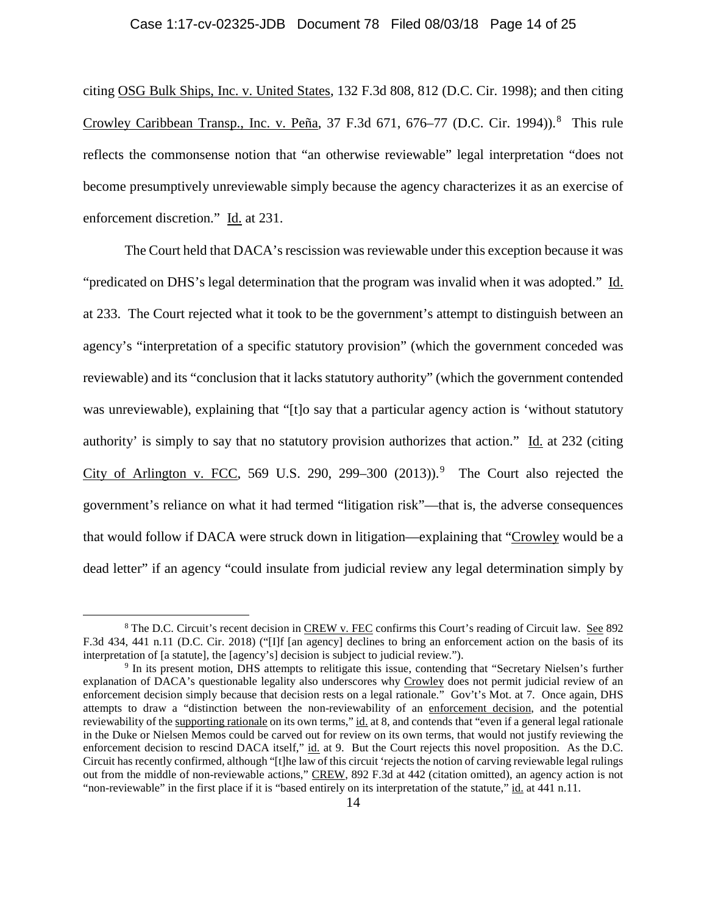citing OSG Bulk Ships, Inc. v. United States, 132 F.3d 808, 812 (D.C. Cir. 1998); and then citing Crowley Caribbean Transp., Inc. v. Peña, 37 F.3d 671, 676–77 (D.C. Cir. 1994)).[8] This rule reflects the commonsense notion that "an otherwise reviewable" legal interpretation "does not become presumptively unreviewable simply because the agency characterizes it as an exercise of enforcement discretion." Id. at 231.

The Court held that DACA's rescission was reviewable under this exception because it was "predicated on DHS's legal determination that the program was invalid when it was adopted." Id. at 233. The Court rejected what it took to be the government's attempt to distinguish between an agency's "interpretation of a specific statutory provision" (which the government conceded was reviewable) and its "conclusion that it lacks statutory authority" (which the government contended was unreviewable), explaining that "[t]o say that a particular agency action is 'without statutory authority' is simply to say that no statutory provision authorizes that action." Id. at 232 (citing City of Arlington v. FCC, 569 U.S. 290, 299–300 (2013)).[9] The Court also rejected the government's reliance on what it had termed "litigation risk"—that is, the adverse consequences that would follow if DACA were struck down in litigation—explaining that "Crowley would be a dead letter" if an agency "could insulate from judicial review any legal determination simply by

---

[8] The D.C. Circuit's recent decision in CREW v. FEC confirms this Court's reading of Circuit law. See 892 F.3d 434, 441 n.11 (D.C. Cir. 2018) ("[I]f [an agency] declines to bring an enforcement action on the basis of its interpretation of [a statute], the [agency's] decision is subject to judicial review.").

[9] In its present motion, DHS attempts to relitigate this issue, contending that "Secretary Nielsen's further explanation of DACA's questionable legality also underscores why Crowley does not permit judicial review of an enforcement decision simply because that decision rests on a legal rationale." Gov't's Mot. at 7. Once again, DHS attempts to draw a "distinction between the non-reviewability of an enforcement decision, and the potential reviewability of the supporting rationale on its own terms," id. at 8, and contends that "even if a general legal rationale in the Duke or Nielsen Memos could be carved out for review on its own terms, that would not justify reviewing the enforcement decision to rescind DACA itself," id. at 9. But the Court rejects this novel proposition. As the D.C. Circuit has recently confirmed, although "[t]he law of this circuit 'rejects the notion of carving reviewable legal rulings out from the middle of non-reviewable actions," CREW, 892 F.3d at 442 (citation omitted), an agency action is not "non-reviewable" in the first place if it is "based entirely on its interpretation of the statute," id. at 441 n.11.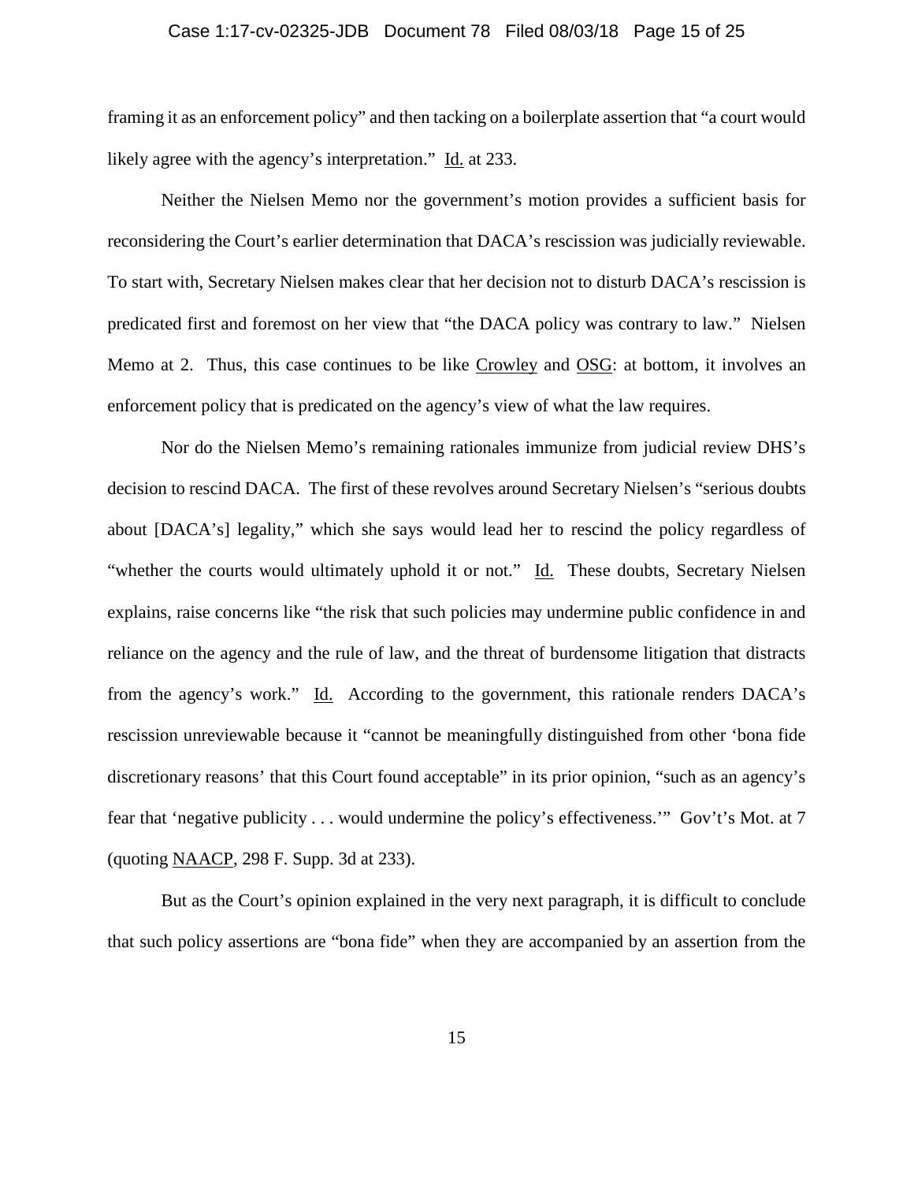framing it as an enforcement policy" and then tacking on a boilerplate assertion that "a court would likely agree with the agency's interpretation." Id. at 233.

Neither the Nielsen Memo nor the government's motion provides a sufficient basis for reconsidering the Court's earlier determination that DACA's rescission was judicially reviewable. To start with, Secretary Nielsen makes clear that her decision not to disturb DACA's rescission is predicated first and foremost on her view that "the DACA policy was contrary to law." Nielsen Memo at 2. Thus, this case continues to be like Crowley and OSG: at bottom, it involves an enforcement policy that is predicated on the agency's view of what the law requires.

Nor do the Nielsen Memo's remaining rationales immunize from judicial review DHS's decision to rescind DACA. The first of these revolves around Secretary Nielsen's "serious doubts about [DACA's] legality," which she says would lead her to rescind the policy regardless of "whether the courts would ultimately uphold it or not." Id. These doubts, Secretary Nielsen explains, raise concerns like "the risk that such policies may undermine public confidence in and reliance on the agency and the rule of law, and the threat of burdensome litigation that distracts from the agency's work." Id. According to the government, this rationale renders DACA's rescission unreviewable because it "cannot be meaningfully distinguished from other 'bona fide discretionary reasons' that this Court found acceptable" in its prior opinion, "such as an agency's fear that 'negative publicity . . . would undermine the policy's effectiveness.'" Gov't's Mot. at 7 (quoting NAACP, 298 F. Supp. 3d at 233).

But as the Court's opinion explained in the very next paragraph, it is difficult to conclude that such policy assertions are "bona fide" when they are accompanied by an assertion from the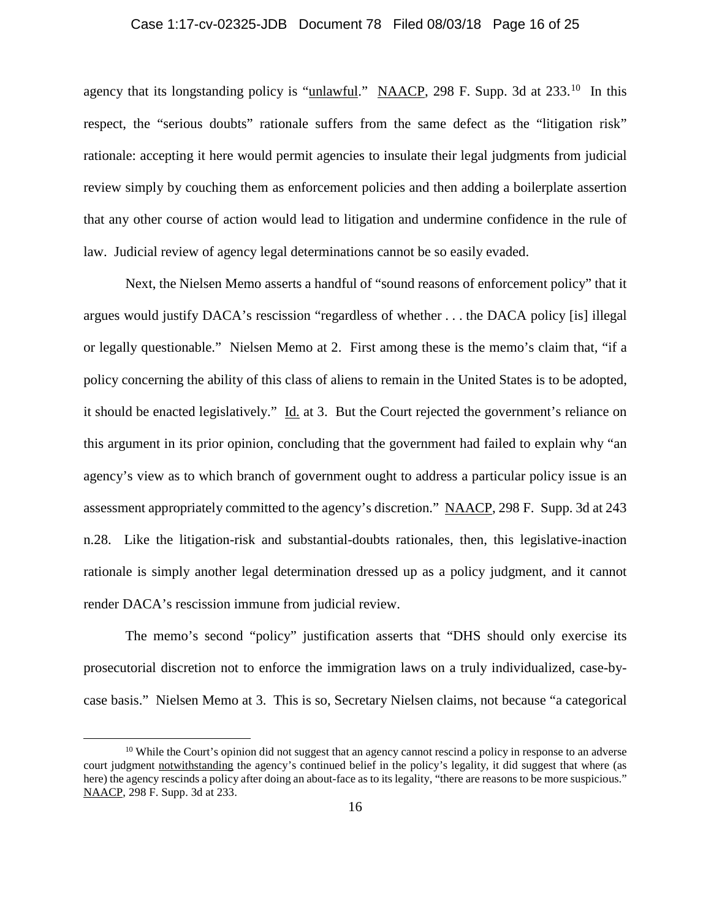agency that its longstanding policy is "unlawful." NAACP, 298 F. Supp. 3d at 233.[10] In this respect, the "serious doubts" rationale suffers from the same defect as the "litigation risk" rationale: accepting it here would permit agencies to insulate their legal judgments from judicial review simply by couching them as enforcement policies and then adding a boilerplate assertion that any other course of action would lead to litigation and undermine confidence in the rule of law. Judicial review of agency legal determinations cannot be so easily evaded.

Next, the Nielsen Memo asserts a handful of "sound reasons of enforcement policy" that it argues would justify DACA's rescission "regardless of whether . . . the DACA policy [is] illegal or legally questionable." Nielsen Memo at 2. First among these is the memo's claim that, "if a policy concerning the ability of this class of aliens to remain in the United States is to be adopted, it should be enacted legislatively." Id. at 3. But the Court rejected the government's reliance on this argument in its prior opinion, concluding that the government had failed to explain why "an agency's view as to which branch of government ought to address a particular policy issue is an assessment appropriately committed to the agency's discretion." NAACP, 298 F. Supp. 3d at 243 n.28. Like the litigation-risk and substantial-doubts rationales, then, this legislative-inaction rationale is simply another legal determination dressed up as a policy judgment, and it cannot render DACA's rescission immune from judicial review.

The memo's second "policy" justification asserts that "DHS should only exercise its prosecutorial discretion not to enforce the immigration laws on a truly individualized, case-by-case basis." Nielsen Memo at 3. This is so, Secretary Nielsen claims, not because "a categorical

[10] While the Court's opinion did not suggest that an agency cannot rescind a policy in response to an adverse court judgment notwithstanding the agency's continued belief in the policy's legality, it did suggest that where (as here) the agency rescinds a policy after doing an about-face as to its legality, "there are reasons to be more suspicious." NAACP, 298 F. Supp. 3d at 233.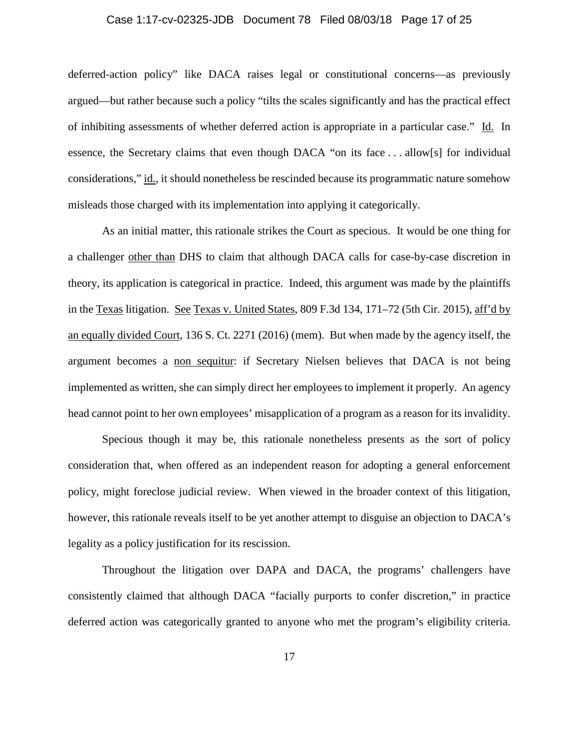deferred-action policy" like DACA raises legal or constitutional concerns—as previously argued—but rather because such a policy "tilts the scales significantly and has the practical effect of inhibiting assessments of whether deferred action is appropriate in a particular case." Id. In essence, the Secretary claims that even though DACA "on its face . . . allow[s] for individual considerations," id., it should nonetheless be rescinded because its programmatic nature somehow misleads those charged with its implementation into applying it categorically.

As an initial matter, this rationale strikes the Court as specious. It would be one thing for a challenger other than DHS to claim that although DACA calls for case-by-case discretion in theory, its application is categorical in practice. Indeed, this argument was made by the plaintiffs in the Texas litigation. See Texas v. United States, 809 F.3d 134, 171–72 (5th Cir. 2015), aff'd by an equally divided Court, 136 S. Ct. 2271 (2016) (mem). But when made by the agency itself, the argument becomes a non sequitur: if Secretary Nielsen believes that DACA is not being implemented as written, she can simply direct her employees to implement it properly. An agency head cannot point to her own employees' misapplication of a program as a reason for its invalidity.

Specious though it may be, this rationale nonetheless presents as the sort of policy consideration that, when offered as an independent reason for adopting a general enforcement policy, might foreclose judicial review. When viewed in the broader context of this litigation, however, this rationale reveals itself to be yet another attempt to disguise an objection to DACA's legality as a policy justification for its rescission.

Throughout the litigation over DAPA and DACA, the programs' challengers have consistently claimed that although DACA "facially purports to confer discretion," in practice deferred action was categorically granted to anyone who met the program's eligibility criteria.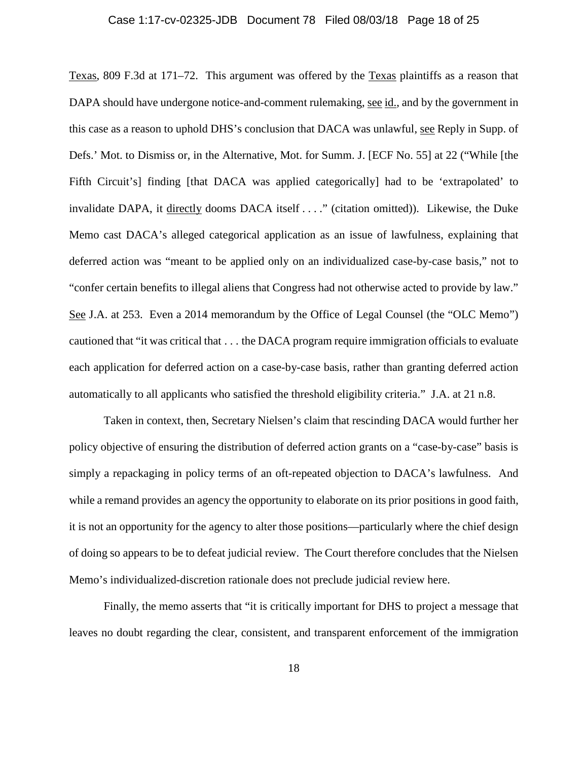Texas, 809 F.3d at 171–72. This argument was offered by the Texas plaintiffs as a reason that DAPA should have undergone notice-and-comment rulemaking, see id., and by the government in this case as a reason to uphold DHS's conclusion that DACA was unlawful, see Reply in Supp. of Defs.' Mot. to Dismiss or, in the Alternative, Mot. for Summ. J. [ECF No. 55] at 22 ("While [the Fifth Circuit's] finding [that DACA was applied categorically] had to be 'extrapolated' to invalidate DAPA, it directly dooms DACA itself . . . ." (citation omitted)). Likewise, the Duke Memo cast DACA's alleged categorical application as an issue of lawfulness, explaining that deferred action was "meant to be applied only on an individualized case-by-case basis," not to "confer certain benefits to illegal aliens that Congress had not otherwise acted to provide by law." See J.A. at 253. Even a 2014 memorandum by the Office of Legal Counsel (the "OLC Memo") cautioned that "it was critical that . . . the DACA program require immigration officials to evaluate each application for deferred action on a case-by-case basis, rather than granting deferred action automatically to all applicants who satisfied the threshold eligibility criteria." J.A. at 21 n.8.

Taken in context, then, Secretary Nielsen's claim that rescinding DACA would further her policy objective of ensuring the distribution of deferred action grants on a "case-by-case" basis is simply a repackaging in policy terms of an oft-repeated objection to DACA's lawfulness. And while a remand provides an agency the opportunity to elaborate on its prior positions in good faith, it is not an opportunity for the agency to alter those positions—particularly where the chief design of doing so appears to be to defeat judicial review. The Court therefore concludes that the Nielsen Memo's individualized-discretion rationale does not preclude judicial review here.

Finally, the memo asserts that "it is critically important for DHS to project a message that leaves no doubt regarding the clear, consistent, and transparent enforcement of the immigration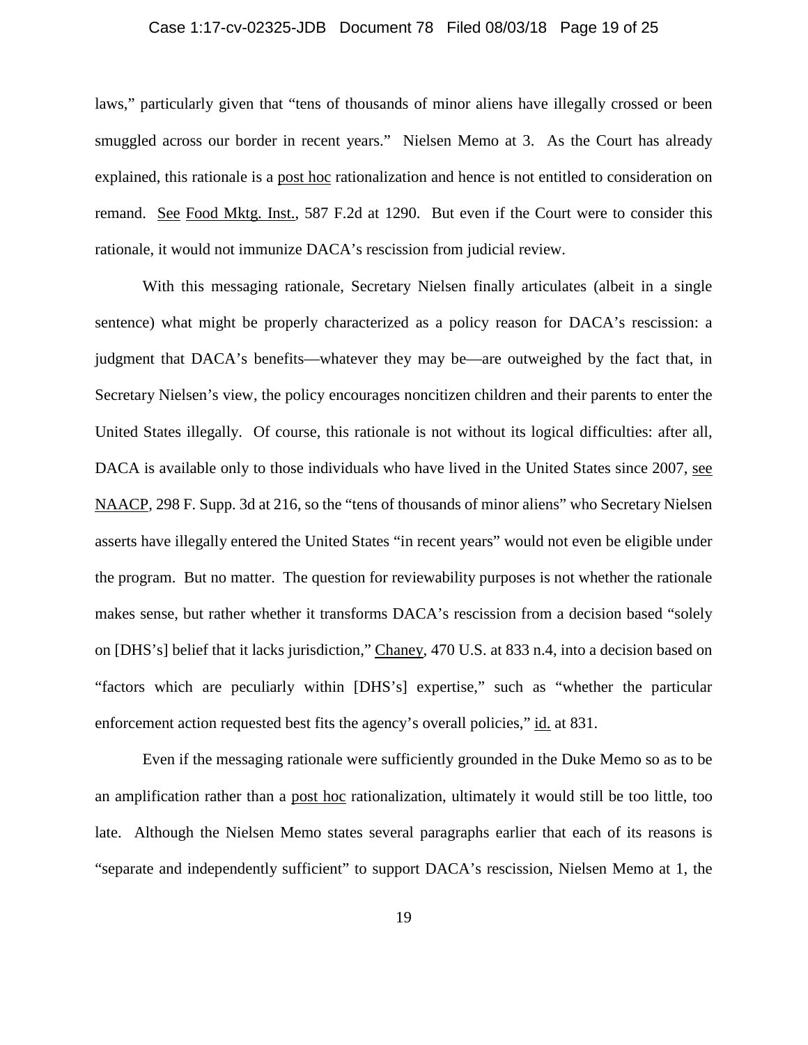laws," particularly given that "tens of thousands of minor aliens have illegally crossed or been smuggled across our border in recent years." Nielsen Memo at 3. As the Court has already explained, this rationale is a post hoc rationalization and hence is not entitled to consideration on remand. See Food Mktg. Inst., 587 F.2d at 1290. But even if the Court were to consider this rationale, it would not immunize DACA's rescission from judicial review.

With this messaging rationale, Secretary Nielsen finally articulates (albeit in a single sentence) what might be properly characterized as a policy reason for DACA's rescission: a judgment that DACA's benefits—whatever they may be—are outweighed by the fact that, in Secretary Nielsen's view, the policy encourages noncitizen children and their parents to enter the United States illegally. Of course, this rationale is not without its logical difficulties: after all, DACA is available only to those individuals who have lived in the United States since 2007, see NAACP, 298 F. Supp. 3d at 216, so the "tens of thousands of minor aliens" who Secretary Nielsen asserts have illegally entered the United States "in recent years" would not even be eligible under the program. But no matter. The question for reviewability purposes is not whether the rationale makes sense, but rather whether it transforms DACA's rescission from a decision based "solely on [DHS's] belief that it lacks jurisdiction," Chaney, 470 U.S. at 833 n.4, into a decision based on "factors which are peculiarly within [DHS's] expertise," such as "whether the particular enforcement action requested best fits the agency's overall policies," id. at 831.

Even if the messaging rationale were sufficiently grounded in the Duke Memo so as to be an amplification rather than a post hoc rationalization, ultimately it would still be too little, too late. Although the Nielsen Memo states several paragraphs earlier that each of its reasons is "separate and independently sufficient" to support DACA's rescission, Nielsen Memo at 1, the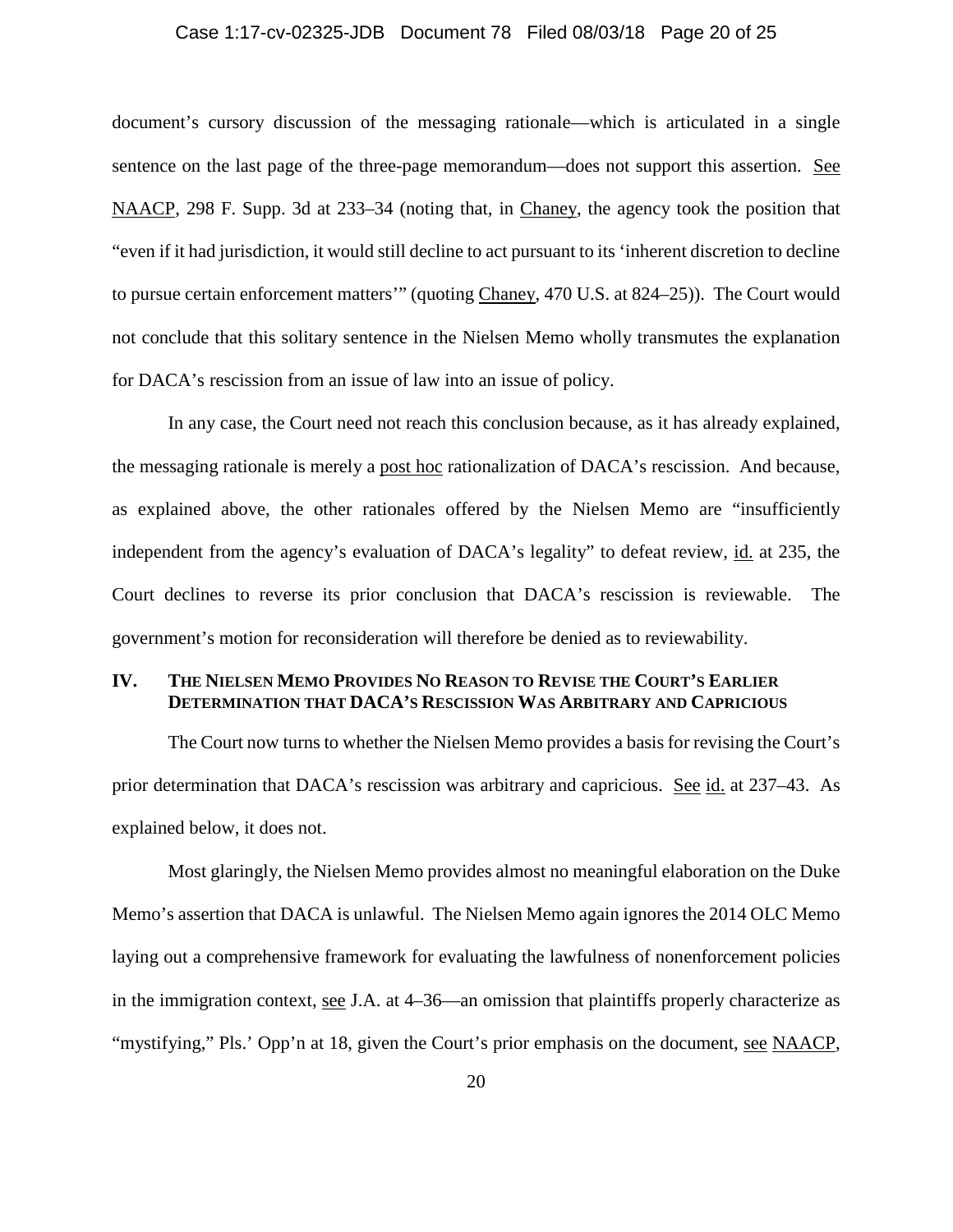document's cursory discussion of the messaging rationale—which is articulated in a single sentence on the last page of the three-page memorandum—does not support this assertion. See NAACP, 298 F. Supp. 3d at 233–34 (noting that, in Chaney, the agency took the position that "even if it had jurisdiction, it would still decline to act pursuant to its 'inherent discretion to decline to pursue certain enforcement matters'" (quoting Chaney, 470 U.S. at 824–25)). The Court would not conclude that this solitary sentence in the Nielsen Memo wholly transmutes the explanation for DACA's rescission from an issue of law into an issue of policy.

In any case, the Court need not reach this conclusion because, as it has already explained, the messaging rationale is merely a post hoc rationalization of DACA's rescission. And because, as explained above, the other rationales offered by the Nielsen Memo are "insufficiently independent from the agency's evaluation of DACA's legality" to defeat review, id. at 235, the Court declines to reverse its prior conclusion that DACA's rescission is reviewable. The government's motion for reconsideration will therefore be denied as to reviewability.

## IV. THE NIELSEN MEMO PROVIDES NO REASON TO REVISE THE COURT'S EARLIER DETERMINATION THAT DACA'S RESCISSION WAS ARBITRARY AND CAPRICIOUS

The Court now turns to whether the Nielsen Memo provides a basis for revising the Court's prior determination that DACA's rescission was arbitrary and capricious. See id. at 237–43. As explained below, it does not.

Most glaringly, the Nielsen Memo provides almost no meaningful elaboration on the Duke Memo's assertion that DACA is unlawful. The Nielsen Memo again ignores the 2014 OLC Memo laying out a comprehensive framework for evaluating the lawfulness of nonenforcement policies in the immigration context, see J.A. at 4–36—an omission that plaintiffs properly characterize as "mystifying," Pls.' Opp'n at 18, given the Court's prior emphasis on the document, see NAACP,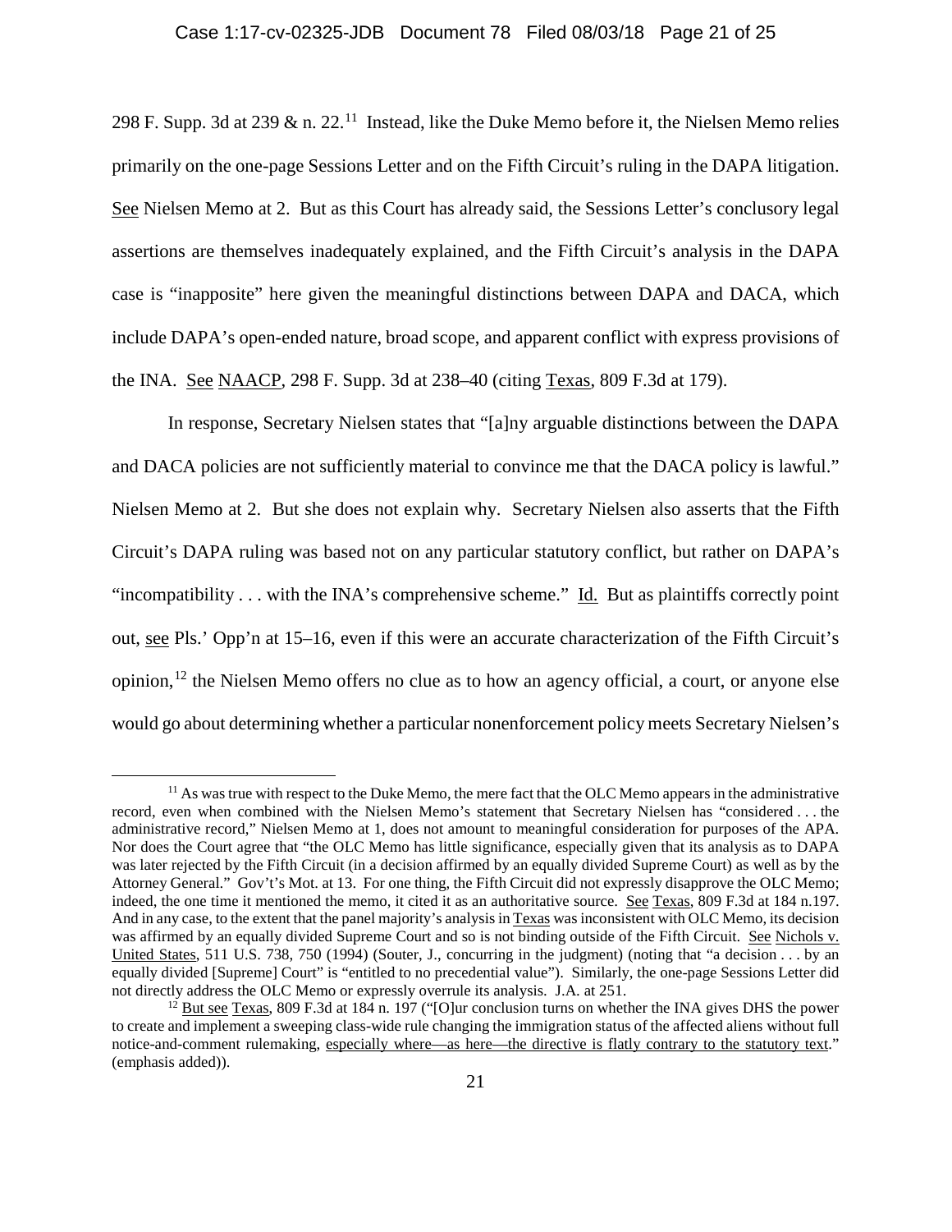298 F. Supp. 3d at 239 & n. 22.[11] Instead, like the Duke Memo before it, the Nielsen Memo relies primarily on the one-page Sessions Letter and on the Fifth Circuit's ruling in the DAPA litigation. See Nielsen Memo at 2. But as this Court has already said, the Sessions Letter's conclusory legal assertions are themselves inadequately explained, and the Fifth Circuit's analysis in the DAPA case is "inapposite" here given the meaningful distinctions between DAPA and DACA, which include DAPA's open-ended nature, broad scope, and apparent conflict with express provisions of the INA. See NAACP, 298 F. Supp. 3d at 238–40 (citing Texas, 809 F.3d at 179).

In response, Secretary Nielsen states that "[a]ny arguable distinctions between the DAPA and DACA policies are not sufficiently material to convince me that the DACA policy is lawful." Nielsen Memo at 2. But she does not explain why. Secretary Nielsen also asserts that the Fifth Circuit's DAPA ruling was based not on any particular statutory conflict, but rather on DAPA's "incompatibility . . . with the INA's comprehensive scheme." Id. But as plaintiffs correctly point out, see Pls.' Opp'n at 15–16, even if this were an accurate characterization of the Fifth Circuit's opinion,[12] the Nielsen Memo offers no clue as to how an agency official, a court, or anyone else would go about determining whether a particular nonenforcement policy meets Secretary Nielsen's

---

[11] As was true with respect to the Duke Memo, the mere fact that the OLC Memo appears in the administrative record, even when combined with the Nielsen Memo's statement that Secretary Nielsen has "considered . . . the administrative record," Nielsen Memo at 1, does not amount to meaningful consideration for purposes of the APA. Nor does the Court agree that "the OLC Memo has little significance, especially given that its analysis as to DAPA was later rejected by the Fifth Circuit (in a decision affirmed by an equally divided Supreme Court) as well as by the Attorney General." Gov't's Mot. at 13. For one thing, the Fifth Circuit did not expressly disapprove the OLC Memo; indeed, the one time it mentioned the memo, it cited it as an authoritative source. See Texas, 809 F.3d at 184 n.197. And in any case, to the extent that the panel majority's analysis in Texas was inconsistent with OLC Memo, its decision was affirmed by an equally divided Supreme Court and so is not binding outside of the Fifth Circuit. See Nichols v. United States, 511 U.S. 738, 750 (1994) (Souter, J., concurring in the judgment) (noting that "a decision . . . by an equally divided [Supreme] Court" is "entitled to no precedential value"). Similarly, the one-page Sessions Letter did not directly address the OLC Memo or expressly overrule its analysis. J.A. at 251.

[12] But see Texas, 809 F.3d at 184 n. 197 ("[O]ur conclusion turns on whether the INA gives DHS the power to create and implement a sweeping class-wide rule changing the immigration status of the affected aliens without full notice-and-comment rulemaking, especially where—as here—the directive is flatly contrary to the statutory text." (emphasis added)).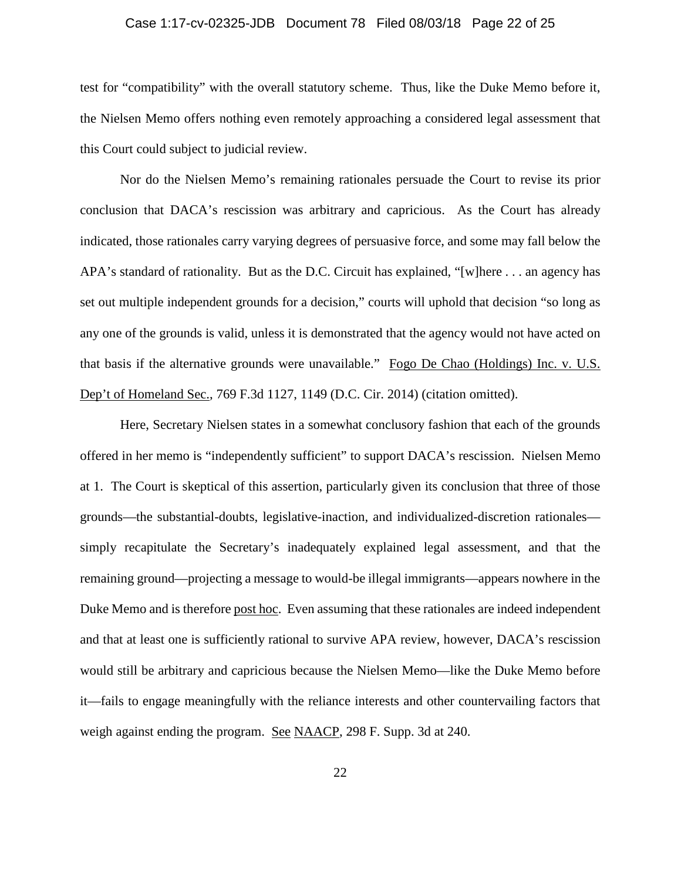test for "compatibility" with the overall statutory scheme. Thus, like the Duke Memo before it, the Nielsen Memo offers nothing even remotely approaching a considered legal assessment that this Court could subject to judicial review.

Nor do the Nielsen Memo's remaining rationales persuade the Court to revise its prior conclusion that DACA's rescission was arbitrary and capricious. As the Court has already indicated, those rationales carry varying degrees of persuasive force, and some may fall below the APA's standard of rationality. But as the D.C. Circuit has explained, "[w]here . . . an agency has set out multiple independent grounds for a decision," courts will uphold that decision "so long as any one of the grounds is valid, unless it is demonstrated that the agency would not have acted on that basis if the alternative grounds were unavailable." Fogo De Chao (Holdings) Inc. v. U.S. Dep't of Homeland Sec., 769 F.3d 1127, 1149 (D.C. Cir. 2014) (citation omitted).

Here, Secretary Nielsen states in a somewhat conclusory fashion that each of the grounds offered in her memo is "independently sufficient" to support DACA's rescission. Nielsen Memo at 1. The Court is skeptical of this assertion, particularly given its conclusion that three of those grounds—the substantial-doubts, legislative-inaction, and individualized-discretion rationales—simply recapitulate the Secretary's inadequately explained legal assessment, and that the remaining ground—projecting a message to would-be illegal immigrants—appears nowhere in the Duke Memo and is therefore post hoc. Even assuming that these rationales are indeed independent and that at least one is sufficiently rational to survive APA review, however, DACA's rescission would still be arbitrary and capricious because the Nielsen Memo—like the Duke Memo before it—fails to engage meaningfully with the reliance interests and other countervailing factors that weigh against ending the program. See NAACP, 298 F. Supp. 3d at 240.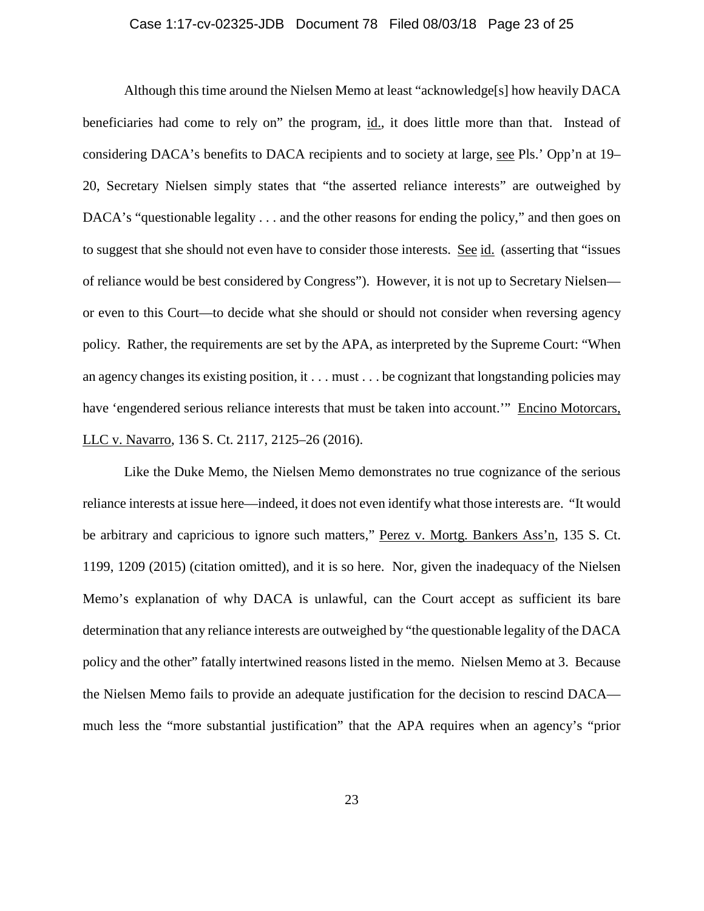Although this time around the Nielsen Memo at least "acknowledge[s] how heavily DACA beneficiaries had come to rely on" the program, id., it does little more than that. Instead of considering DACA's benefits to DACA recipients and to society at large, see Pls.' Opp'n at 19–20, Secretary Nielsen simply states that "the asserted reliance interests" are outweighed by DACA's "questionable legality . . . and the other reasons for ending the policy," and then goes on to suggest that she should not even have to consider those interests. See id. (asserting that "issues of reliance would be best considered by Congress"). However, it is not up to Secretary Nielsen—or even to this Court—to decide what she should or should not consider when reversing agency policy. Rather, the requirements are set by the APA, as interpreted by the Supreme Court: "When an agency changes its existing position, it . . . must . . . be cognizant that longstanding policies may have 'engendered serious reliance interests that must be taken into account.'" Encino Motorcars, LLC v. Navarro, 136 S. Ct. 2117, 2125–26 (2016).

Like the Duke Memo, the Nielsen Memo demonstrates no true cognizance of the serious reliance interests at issue here—indeed, it does not even identify what those interests are. "It would be arbitrary and capricious to ignore such matters," Perez v. Mortg. Bankers Ass'n, 135 S. Ct. 1199, 1209 (2015) (citation omitted), and it is so here. Nor, given the inadequacy of the Nielsen Memo's explanation of why DACA is unlawful, can the Court accept as sufficient its bare determination that any reliance interests are outweighed by "the questionable legality of the DACA policy and the other" fatally intertwined reasons listed in the memo. Nielsen Memo at 3. Because the Nielsen Memo fails to provide an adequate justification for the decision to rescind DACA—much less the "more substantial justification" that the APA requires when an agency's "prior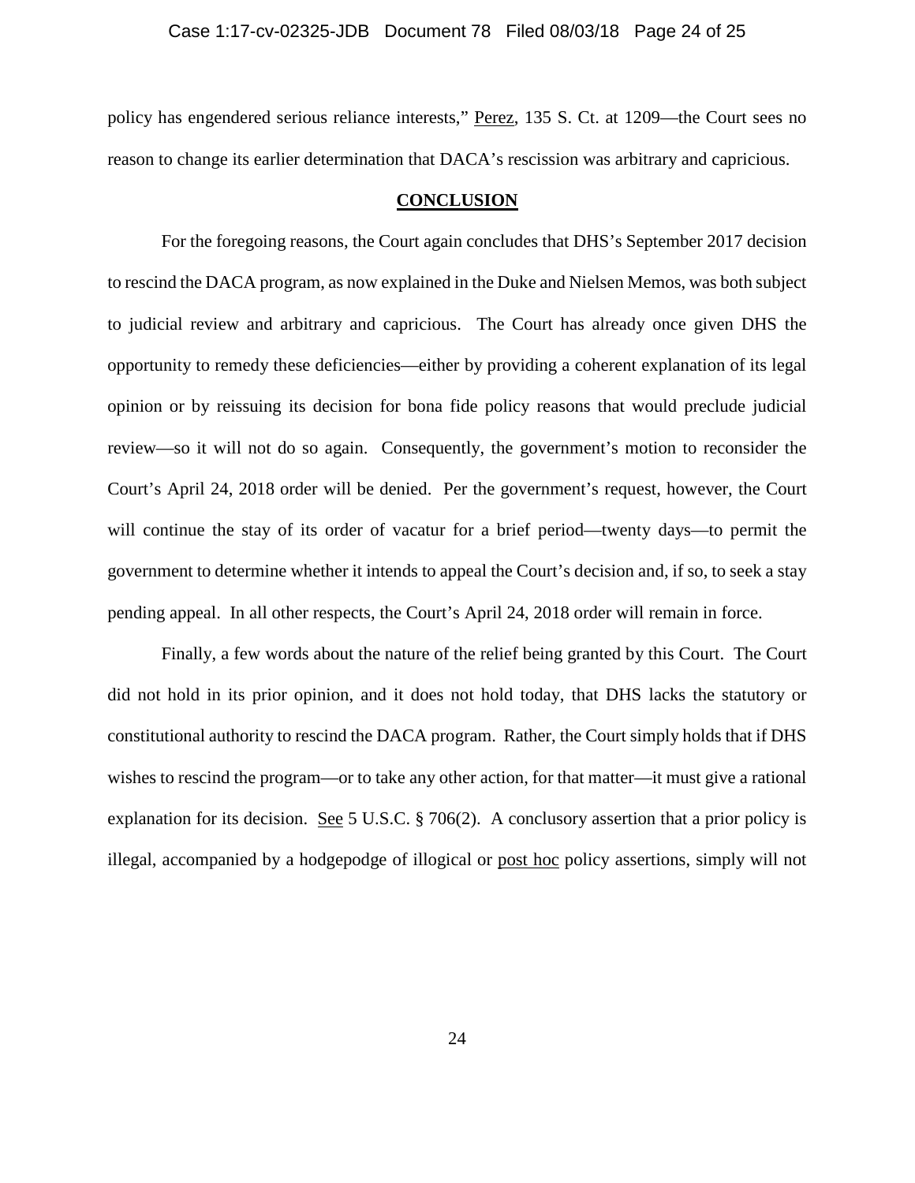policy has engendered serious reliance interests," Perez, 135 S. Ct. at 1209—the Court sees no reason to change its earlier determination that DACA's rescission was arbitrary and capricious.

## CONCLUSION

For the foregoing reasons, the Court again concludes that DHS's September 2017 decision to rescind the DACA program, as now explained in the Duke and Nielsen Memos, was both subject to judicial review and arbitrary and capricious. The Court has already once given DHS the opportunity to remedy these deficiencies—either by providing a coherent explanation of its legal opinion or by reissuing its decision for bona fide policy reasons that would preclude judicial review—so it will not do so again. Consequently, the government's motion to reconsider the Court's April 24, 2018 order will be denied. Per the government's request, however, the Court will continue the stay of its order of vacatur for a brief period—twenty days—to permit the government to determine whether it intends to appeal the Court's decision and, if so, to seek a stay pending appeal. In all other respects, the Court's April 24, 2018 order will remain in force.

Finally, a few words about the nature of the relief being granted by this Court. The Court did not hold in its prior opinion, and it does not hold today, that DHS lacks the statutory or constitutional authority to rescind the DACA program. Rather, the Court simply holds that if DHS wishes to rescind the program—or to take any other action, for that matter—it must give a rational explanation for its decision. See 5 U.S.C. § 706(2). A conclusory assertion that a prior policy is illegal, accompanied by a hodgepodge of illogical or post hoc policy assertions, simply will not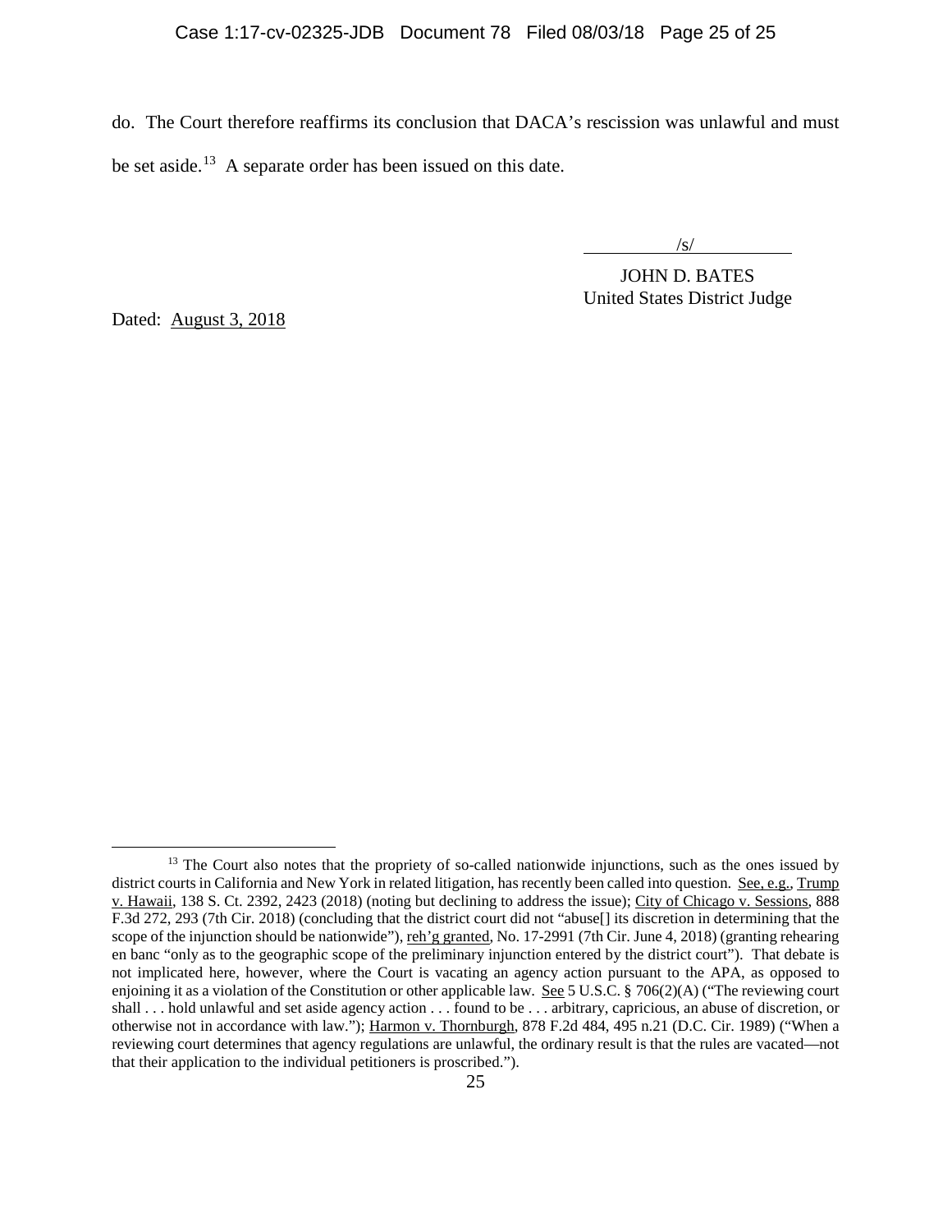do. The Court therefore reaffirms its conclusion that DACA's rescission was unlawful and must be set aside.[13] A separate order has been issued on this date.

/s/

JOHN D. BATES
United States District Judge

Dated: August 3, 2018

---

[13] The Court also notes that the propriety of so-called nationwide injunctions, such as the ones issued by district courts in California and New York in related litigation, has recently been called into question. See, e.g., Trump v. Hawaii, 138 S. Ct. 2392, 2423 (2018) (noting but declining to address the issue); City of Chicago v. Sessions, 888 F.3d 272, 293 (7th Cir. 2018) (concluding that the district court did not "abuse[] its discretion in determining that the scope of the injunction should be nationwide"), reh'g granted, No. 17-2991 (7th Cir. June 4, 2018) (granting rehearing en banc "only as to the geographic scope of the preliminary injunction entered by the district court"). That debate is not implicated here, however, where the Court is vacating an agency action pursuant to the APA, as opposed to enjoining it as a violation of the Constitution or other applicable law. See 5 U.S.C. § 706(2)(A) ("The reviewing court shall . . . hold unlawful and set aside agency action . . . found to be . . . arbitrary, capricious, an abuse of discretion, or otherwise not in accordance with law."); Harmon v. Thornburgh, 878 F.2d 484, 495 n.21 (D.C. Cir. 1989) ("When a reviewing court determines that agency regulations are unlawful, the ordinary result is that the rules are vacated—not that their application to the individual petitioners is proscribed.").